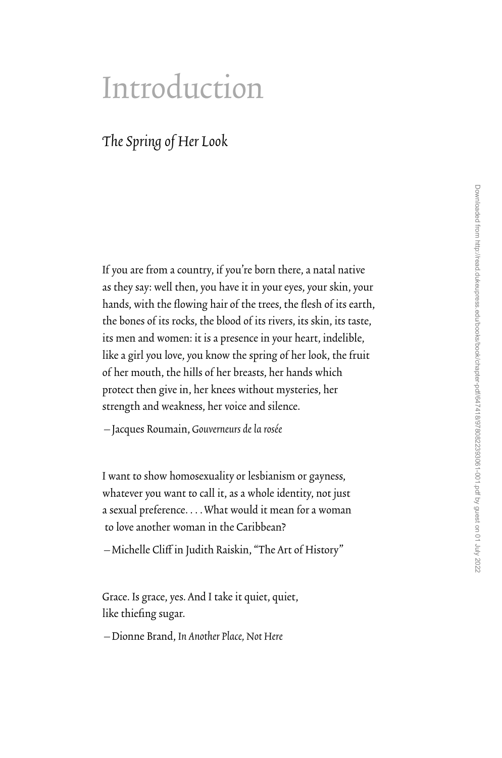# Introduction

## *The Spring of Her Look*

If you are from a country, if you're born there, a natal native as they say: well then, you have it in your eyes, your skin, your hands, with the flowing hair of the trees, the flesh of its earth, the bones of its rocks, the blood of its rivers, its skin, its taste, its men and women: it is a presence in your heart, indelible, like a girl you love, you know the spring of her look, the fruit of her mouth, the hills of her breasts, her hands which protect then give in, her knees without mysteries, her strength and weakness, her voice and silence.

—Jacques Roumain, *Gouverneurs de la rosée*

I want to show homosexuality or lesbianism or gayness, whatever you want to call it, as a whole identity, not just a sexual preference. . . . What would it mean for a woman to love another woman in the Caribbean?

—Michelle Cliff in Judith Raiskin, "The Art of History"

Grace. Is grace, yes. And I take it quiet, quiet, like thiefing sugar.

—Dionne Brand, *In Another Place, Not Here*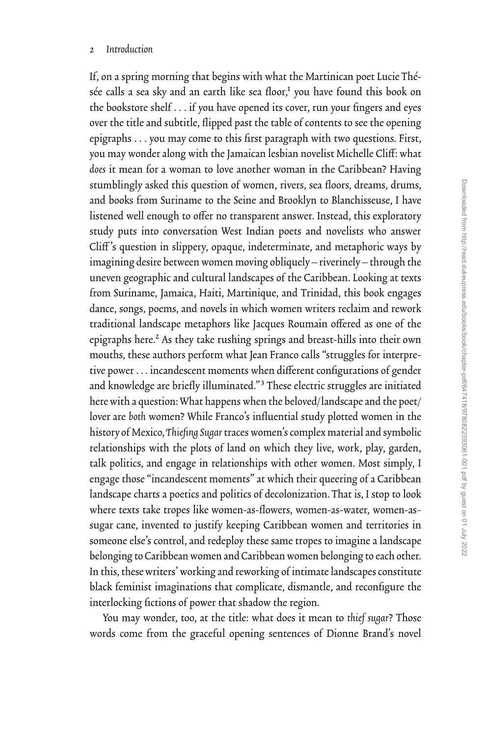If, on a spring morning that begins with what the Martinican poet Lucie Thésée calls a sea sky and an earth like sea floor,[1] you have found this book on the bookstore shelf . . . if you have opened its cover, run your fingers and eyes over the title and subtitle, flipped past the table of contents to see the opening epigraphs . . . you may come to this first paragraph with two questions. First, you may wonder along with the Jamaican lesbian novelist Michelle Cliff: what *does* it mean for a woman to love another woman in the Caribbean? Having stumblingly asked this question of women, rivers, sea floors, dreams, drums, and books from Suriname to the Seine and Brooklyn to Blanchisseuse, I have listened well enough to offer no transparent answer. Instead, this exploratory study puts into conversation West Indian poets and novelists who answer Cliff's question in slippery, opaque, indeterminate, and metaphoric ways by imagining desire between women moving obliquely – riverinely – through the uneven geographic and cultural landscapes of the Caribbean. Looking at texts from Suriname, Jamaica, Haiti, Martinique, and Trinidad, this book engages dance, songs, poems, and novels in which women writers reclaim and rework traditional landscape metaphors like Jacques Roumain offered as one of the epigraphs here.[2] As they take rushing springs and breast-hills into their own mouths, these authors perform what Jean Franco calls "struggles for interpretive power . . . incandescent moments when different configurations of gender and knowledge are briefly illuminated."[3] These electric struggles are initiated here with a question: What happens when the beloved/landscape and the poet/lover are *both* women? While Franco's influential study plotted women in the history of Mexico, *Thiefing Sugar* traces women's complex material and symbolic relationships with the plots of land on which they live, work, play, garden, talk politics, and engage in relationships with other women. Most simply, I engage those "incandescent moments" at which their queering of a Caribbean landscape charts a poetics and politics of decolonization. That is, I stop to look where texts take tropes like women-as-flowers, women-as-water, women-as-sugar cane, invented to justify keeping Caribbean women and territories in someone else's control, and redeploy these same tropes to imagine a landscape belonging to Caribbean women and Caribbean women belonging to each other. In this, these writers' working and reworking of intimate landscapes constitute black feminist imaginations that complicate, dismantle, and reconfigure the interlocking fictions of power that shadow the region.

You may wonder, too, at the title: what does it mean to *thief sugar*? Those words come from the graceful opening sentences of Dionne Brand's novel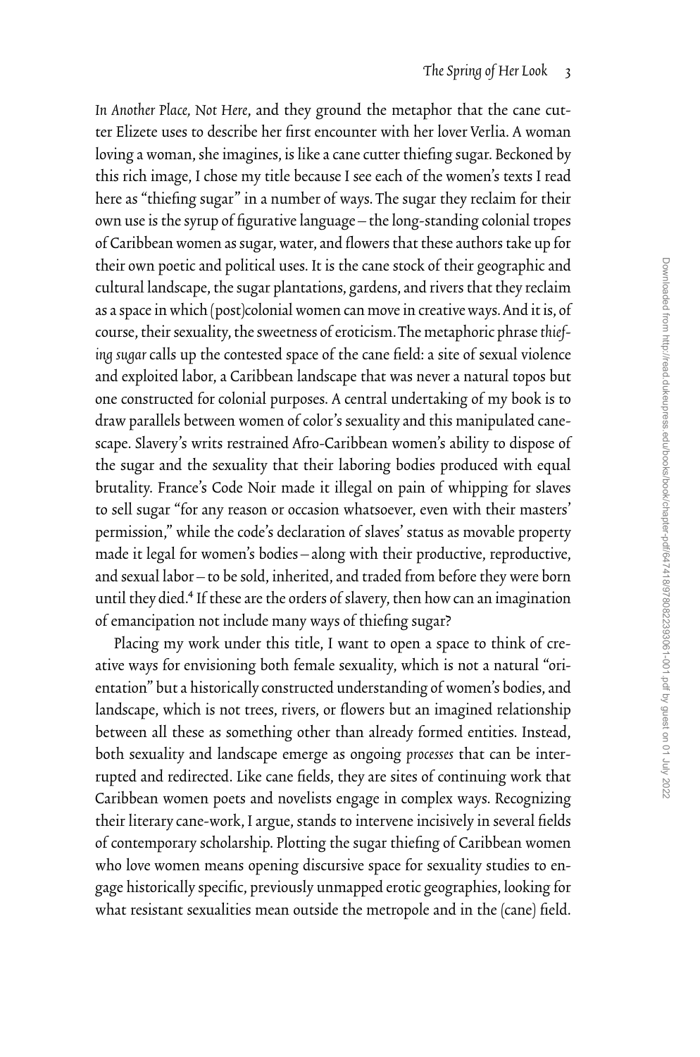*In Another Place, Not Here*, and they ground the metaphor that the cane cutter Elizete uses to describe her first encounter with her lover Verlia. A woman loving a woman, she imagines, is like a cane cutter thiefing sugar. Beckoned by this rich image, I chose my title because I see each of the women's texts I read here as "thiefing sugar" in a number of ways. The sugar they reclaim for their own use is the syrup of figurative language—the long-standing colonial tropes of Caribbean women as sugar, water, and flowers that these authors take up for their own poetic and political uses. It is the cane stock of their geographic and cultural landscape, the sugar plantations, gardens, and rivers that they reclaim as a space in which (post)colonial women can move in creative ways. And it is, of course, their sexuality, the sweetness of eroticism. The metaphoric phrase *thiefing sugar* calls up the contested space of the cane field: a site of sexual violence and exploited labor, a Caribbean landscape that was never a natural topos but one constructed for colonial purposes. A central undertaking of my book is to draw parallels between women of color's sexuality and this manipulated canescape. Slavery's writs restrained Afro-Caribbean women's ability to dispose of the sugar and the sexuality that their laboring bodies produced with equal brutality. France's Code Noir made it illegal on pain of whipping for slaves to sell sugar "for any reason or occasion whatsoever, even with their masters' permission," while the code's declaration of slaves' status as movable property made it legal for women's bodies—along with their productive, reproductive, and sexual labor—to be sold, inherited, and traded from before they were born until they died.[4] If these are the orders of slavery, then how can an imagination of emancipation not include many ways of thiefing sugar?

Placing my work under this title, I want to open a space to think of creative ways for envisioning both female sexuality, which is not a natural "orientation" but a historically constructed understanding of women's bodies, and landscape, which is not trees, rivers, or flowers but an imagined relationship between all these as something other than already formed entities. Instead, both sexuality and landscape emerge as ongoing *processes* that can be interrupted and redirected. Like cane fields, they are sites of continuing work that Caribbean women poets and novelists engage in complex ways. Recognizing their literary cane-work, I argue, stands to intervene incisively in several fields of contemporary scholarship. Plotting the sugar thiefing of Caribbean women who love women means opening discursive space for sexuality studies to engage historically specific, previously unmapped erotic geographies, looking for what resistant sexualities mean outside the metropole and in the (cane) field.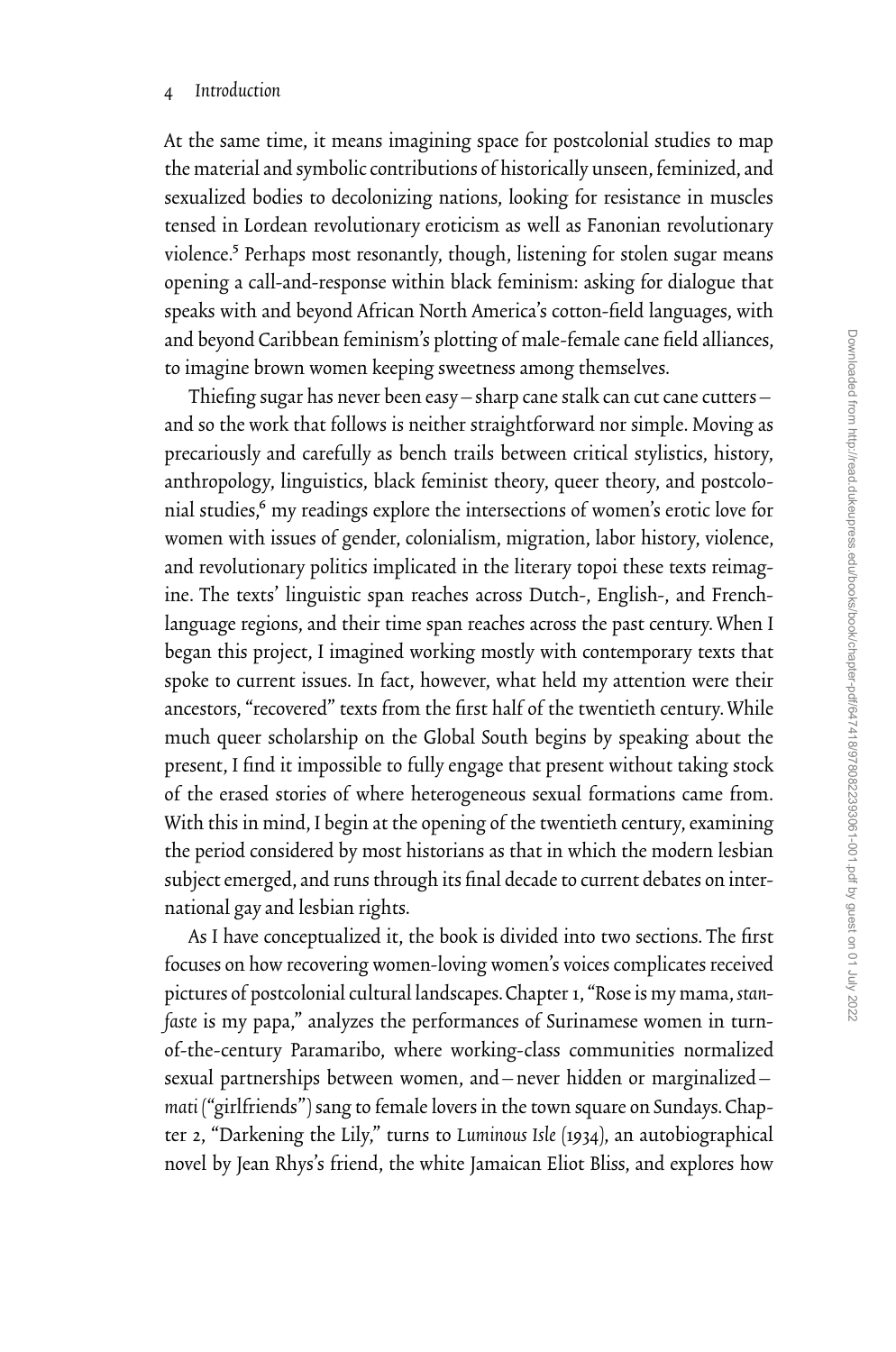At the same time, it means imagining space for postcolonial studies to map the material and symbolic contributions of historically unseen, feminized, and sexualized bodies to decolonizing nations, looking for resistance in muscles tensed in Lordean revolutionary eroticism as well as Fanonian revolutionary violence.[5] Perhaps most resonantly, though, listening for stolen sugar means opening a call-and-response within black feminism: asking for dialogue that speaks with and beyond African North America's cotton-field languages, with and beyond Caribbean feminism's plotting of male-female cane field alliances, to imagine brown women keeping sweetness among themselves.

Thiefing sugar has never been easy—sharp cane stalk can cut cane cutters—and so the work that follows is neither straightforward nor simple. Moving as precariously and carefully as bench trails between critical stylistics, history, anthropology, linguistics, black feminist theory, queer theory, and postcolonial studies,[6] my readings explore the intersections of women's erotic love for women with issues of gender, colonialism, migration, labor history, violence, and revolutionary politics implicated in the literary topoi these texts reimagine. The texts' linguistic span reaches across Dutch-, English-, and French-language regions, and their time span reaches across the past century. When I began this project, I imagined working mostly with contemporary texts that spoke to current issues. In fact, however, what held my attention were their ancestors, "recovered" texts from the first half of the twentieth century. While much queer scholarship on the Global South begins by speaking about the present, I find it impossible to fully engage that present without taking stock of the erased stories of where heterogeneous sexual formations came from. With this in mind, I begin at the opening of the twentieth century, examining the period considered by most historians as that in which the modern lesbian subject emerged, and runs through its final decade to current debates on international gay and lesbian rights.

As I have conceptualized it, the book is divided into two sections. The first focuses on how recovering women-loving women's voices complicates received pictures of postcolonial cultural landscapes. Chapter 1, "Rose is my mama, *stanfaste* is my papa," analyzes the performances of Surinamese women in turn-of-the-century Paramaribo, where working-class communities normalized sexual partnerships between women, and—never hidden or marginalized—*mati* ("girlfriends") sang to female lovers in the town square on Sundays. Chapter 2, "Darkening the Lily," turns to *Luminous Isle* (1934), an autobiographical novel by Jean Rhys's friend, the white Jamaican Eliot Bliss, and explores how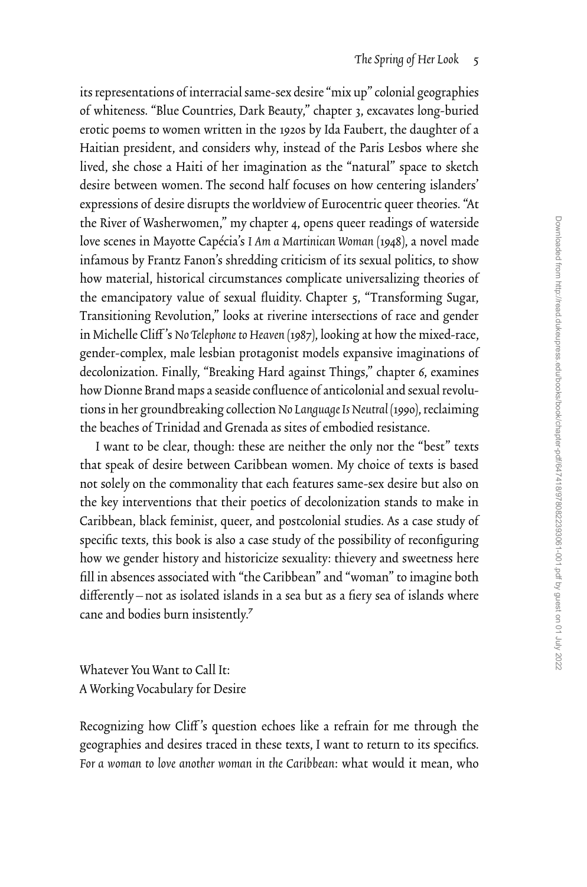its representations of interracial same-sex desire "mix up" colonial geographies of whiteness. "Blue Countries, Dark Beauty," chapter 3, excavates long-buried erotic poems to women written in the 1920s by Ida Faubert, the daughter of a Haitian president, and considers why, instead of the Paris Lesbos where she lived, she chose a Haiti of her imagination as the "natural" space to sketch desire between women. The second half focuses on how centering islanders' expressions of desire disrupts the worldview of Eurocentric queer theories. "At the River of Washerwomen," my chapter 4, opens queer readings of waterside love scenes in Mayotte Capécia's *I Am a Martinican Woman* (1948), a novel made infamous by Frantz Fanon's shredding criticism of its sexual politics, to show how material, historical circumstances complicate universalizing theories of the emancipatory value of sexual fluidity. Chapter 5, "Transforming Sugar, Transitioning Revolution," looks at riverine intersections of race and gender in Michelle Cliff's *No Telephone to Heaven* (1987), looking at how the mixed-race, gender-complex, male lesbian protagonist models expansive imaginations of decolonization. Finally, "Breaking Hard against Things," chapter 6, examines how Dionne Brand maps a seaside confluence of anticolonial and sexual revolutions in her groundbreaking collection *No Language Is Neutral* (1990), reclaiming the beaches of Trinidad and Grenada as sites of embodied resistance.

I want to be clear, though: these are neither the only nor the "best" texts that speak of desire between Caribbean women. My choice of texts is based not solely on the commonality that each features same-sex desire but also on the key interventions that their poetics of decolonization stands to make in Caribbean, black feminist, queer, and postcolonial studies. As a case study of specific texts, this book is also a case study of the possibility of reconfiguring how we gender history and historicize sexuality: thievery and sweetness here fill in absences associated with "the Caribbean" and "woman" to imagine both differently—not as isolated islands in a sea but as a fiery sea of islands where cane and bodies burn insistently.[7]

## Whatever You Want to Call It: A Working Vocabulary for Desire

Recognizing how Cliff's question echoes like a refrain for me through the geographies and desires traced in these texts, I want to return to its specifics. *For a woman to love another woman in the Caribbean*: what would it mean, who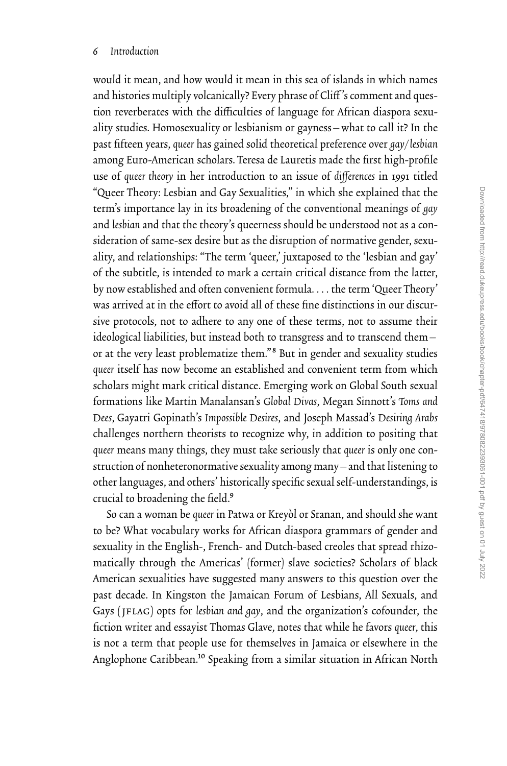would it mean, and how would it mean in this sea of islands in which names and histories multiply volcanically? Every phrase of Cliff's comment and question reverberates with the difficulties of language for African diaspora sexuality studies. Homosexuality or lesbianism or gayness—what to call it? In the past fifteen years, *queer* has gained solid theoretical preference over *gay/lesbian* among Euro-American scholars. Teresa de Lauretis made the first high-profile use of *queer theory* in her introduction to an issue of *differences* in 1991 titled "Queer Theory: Lesbian and Gay Sexualities," in which she explained that the term's importance lay in its broadening of the conventional meanings of *gay* and *lesbian* and that the theory's queerness should be understood not as a consideration of same-sex desire but as the disruption of normative gender, sexuality, and relationships: "The term 'queer,' juxtaposed to the 'lesbian and gay' of the subtitle, is intended to mark a certain critical distance from the latter, by now established and often convenient formula. . . . the term 'Queer Theory' was arrived at in the effort to avoid all of these fine distinctions in our discursive protocols, not to adhere to any one of these terms, not to assume their ideological liabilities, but instead both to transgress and to transcend them—or at the very least problematize them."[8] But in gender and sexuality studies *queer* itself has now become an established and convenient term from which scholars might mark critical distance. Emerging work on Global South sexual formations like Martin Manalansan's *Global Divas*, Megan Sinnott's *Toms and Dees*, Gayatri Gopinath's *Impossible Desires*, and Joseph Massad's *Desiring Arabs* challenges northern theorists to recognize why, in addition to positing that *queer* means many things, they must take seriously that *queer* is only one construction of nonheteronormative sexuality among many—and that listening to other languages, and others' historically specific sexual self-understandings, is crucial to broadening the field.[9]

So can a woman be *queer* in Patwa or Kreyòl or Sranan, and should she want to be? What vocabulary works for African diaspora grammars of gender and sexuality in the English-, French- and Dutch-based creoles that spread rhizomatically through the Americas' (former) slave societies? Scholars of black American sexualities have suggested many answers to this question over the past decade. In Kingston the Jamaican Forum of Lesbians, All Sexuals, and Gays (JFLAG) opts for *lesbian and gay*, and the organization's cofounder, the fiction writer and essayist Thomas Glave, notes that while he favors *queer*, this is not a term that people use for themselves in Jamaica or elsewhere in the Anglophone Caribbean.[10] Speaking from a similar situation in African North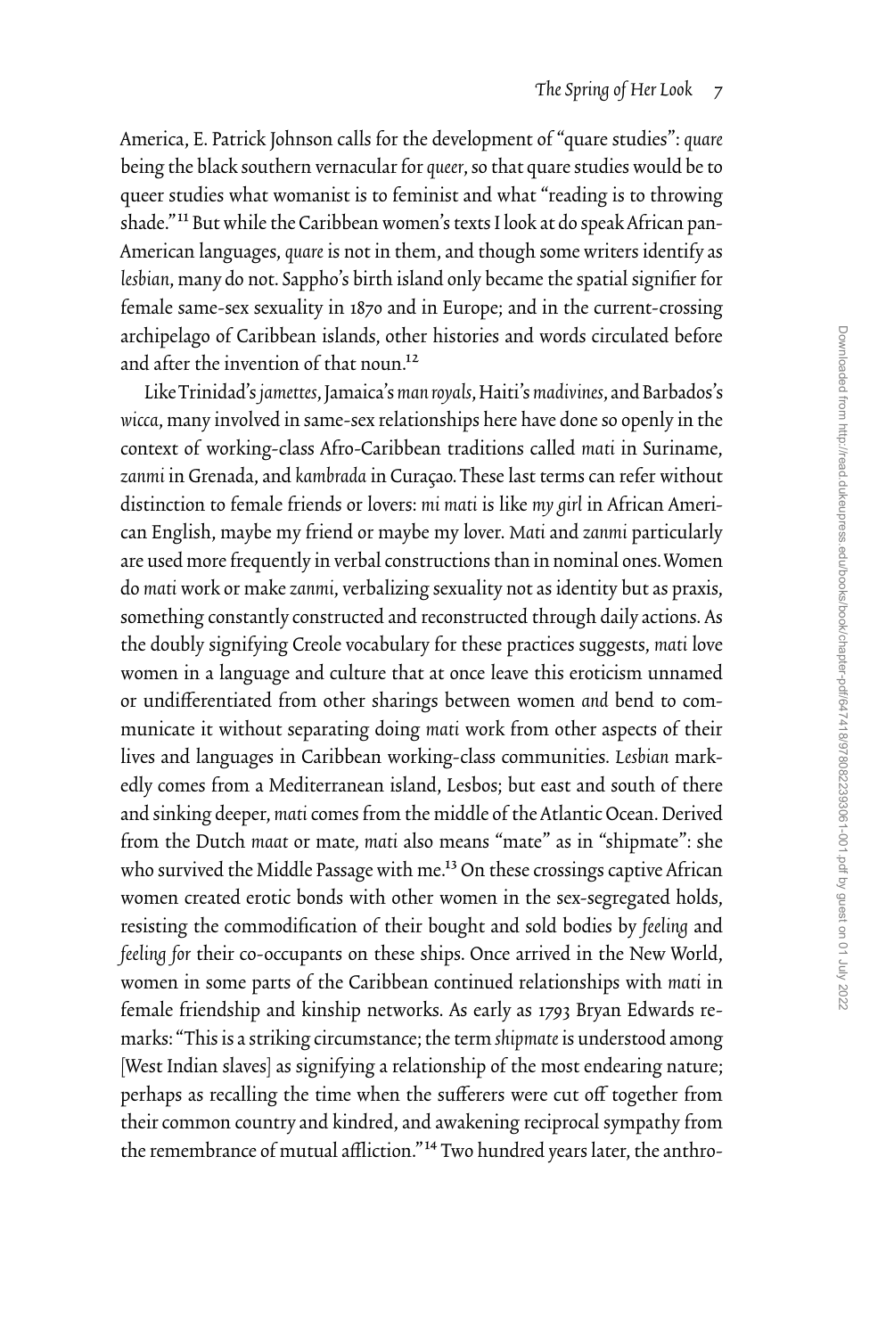America, E. Patrick Johnson calls for the development of "quare studies": *quare* being the black southern vernacular for *queer*, so that quare studies would be to queer studies what womanist is to feminist and what "reading is to throwing shade."[11] But while the Caribbean women's texts I look at do speak African pan-American languages, *quare* is not in them, and though some writers identify as *lesbian*, many do not. Sappho's birth island only became the spatial signifier for female same-sex sexuality in 1870 and in Europe; and in the current-crossing archipelago of Caribbean islands, other histories and words circulated before and after the invention of that noun.[12]

Like Trinidad's *jamettes*, Jamaica's *man royals*, Haiti's *madivines*, and Barbados's *wicca*, many involved in same-sex relationships here have done so openly in the context of working-class Afro-Caribbean traditions called *mati* in Suriname, *zanmi* in Grenada, and *kambrada* in Curaçao. These last terms can refer without distinction to female friends or lovers: *mi mati* is like *my girl* in African American English, maybe my friend or maybe my lover. *Mati* and *zanmi* particularly are used more frequently in verbal constructions than in nominal ones. Women do *mati* work or make *zanmi*, verbalizing sexuality not as identity but as praxis, something constantly constructed and reconstructed through daily actions. As the doubly signifying Creole vocabulary for these practices suggests, *mati* love women in a language and culture that at once leave this eroticism unnamed or undifferentiated from other sharings between women *and* bend to communicate it without separating doing *mati* work from other aspects of their lives and languages in Caribbean working-class communities. *Lesbian* markedly comes from a Mediterranean island, Lesbos; but east and south of there and sinking deeper, *mati* comes from the middle of the Atlantic Ocean. Derived from the Dutch *maat* or mate, *mati* also means "mate" as in "shipmate": she who survived the Middle Passage with me.[13] On these crossings captive African women created erotic bonds with other women in the sex-segregated holds, resisting the commodification of their bought and sold bodies by *feeling* and *feeling for* their co-occupants on these ships. Once arrived in the New World, women in some parts of the Caribbean continued relationships with *mati* in female friendship and kinship networks. As early as 1793 Bryan Edwards remarks: "This is a striking circumstance; the term *shipmate* is understood among [West Indian slaves] as signifying a relationship of the most endearing nature; perhaps as recalling the time when the sufferers were cut off together from their common country and kindred, and awakening reciprocal sympathy from the remembrance of mutual affliction."[14] Two hundred years later, the anthro-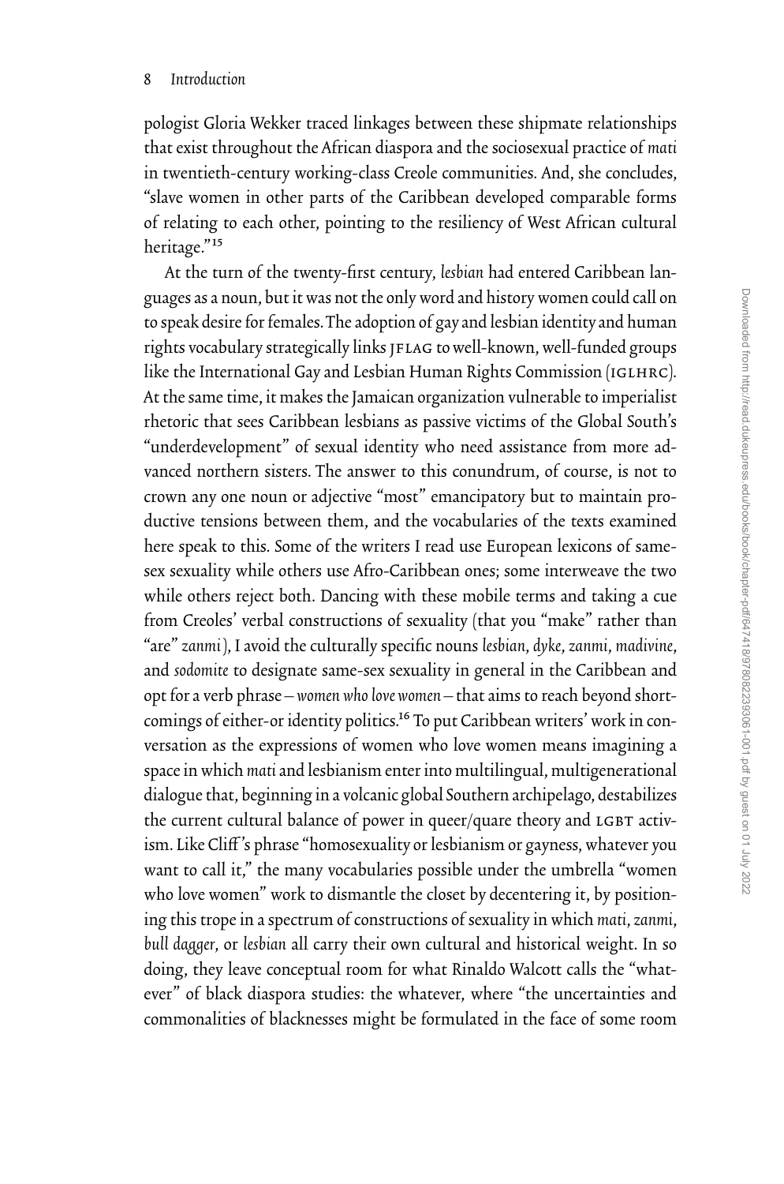pologist Gloria Wekker traced linkages between these shipmate relationships that exist throughout the African diaspora and the sociosexual practice of *mati* in twentieth-century working-class Creole communities. And, she concludes, "slave women in other parts of the Caribbean developed comparable forms of relating to each other, pointing to the resiliency of West African cultural heritage."[15]

At the turn of the twenty-first century, *lesbian* had entered Caribbean languages as a noun, but it was not the only word and history women could call on to speak desire for females. The adoption of gay and lesbian identity and human rights vocabulary strategically links JFLAG to well-known, well-funded groups like the International Gay and Lesbian Human Rights Commission (IGLHRC). At the same time, it makes the Jamaican organization vulnerable to imperialist rhetoric that sees Caribbean lesbians as passive victims of the Global South's "underdevelopment" of sexual identity who need assistance from more advanced northern sisters. The answer to this conundrum, of course, is not to crown any one noun or adjective "most" emancipatory but to maintain productive tensions between them, and the vocabularies of the texts examined here speak to this. Some of the writers I read use European lexicons of same-sex sexuality while others use Afro-Caribbean ones; some interweave the two while others reject both. Dancing with these mobile terms and taking a cue from Creoles' verbal constructions of sexuality (that you "make" rather than "are" *zanmi*), I avoid the culturally specific nouns *lesbian*, *dyke*, *zanmi*, *madivine*, and *sodomite* to designate same-sex sexuality in general in the Caribbean and opt for a verb phrase—*women who love women*—that aims to reach beyond shortcomings of either-or identity politics.[16] To put Caribbean writers' work in conversation as the expressions of women who love women means imagining a space in which *mati* and lesbianism enter into multilingual, multigenerational dialogue that, beginning in a volcanic global Southern archipelago, destabilizes the current cultural balance of power in queer/quare theory and LGBT activism. Like Cliff's phrase "homosexuality or lesbianism or gayness, whatever you want to call it," the many vocabularies possible under the umbrella "women who love women" work to dismantle the closet by decentering it, by positioning this trope in a spectrum of constructions of sexuality in which *mati*, *zanmi*, *bull dagger*, or *lesbian* all carry their own cultural and historical weight. In so doing, they leave conceptual room for what Rinaldo Walcott calls the "whatever" of black diaspora studies: the whatever, where "the uncertainties and commonalities of blacknesses might be formulated in the face of some room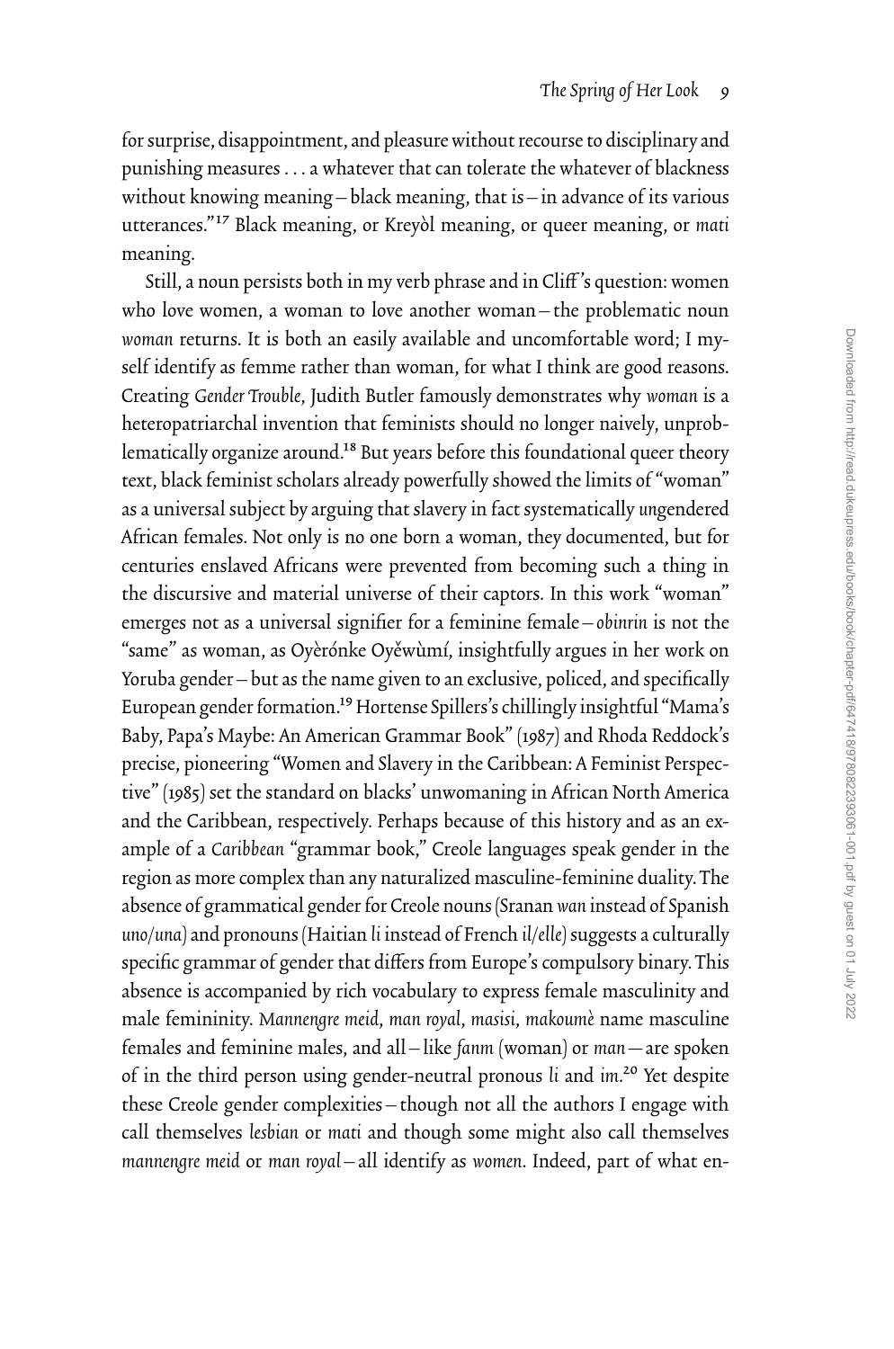for surprise, disappointment, and pleasure without recourse to disciplinary and punishing measures . . . a whatever that can tolerate the whatever of blackness without knowing meaning – black meaning, that is – in advance of its various utterances."[17] Black meaning, or Kreyòl meaning, or queer meaning, or *mati* meaning.

Still, a noun persists both in my verb phrase and in Cliff's question: women who love women, a woman to love another woman – the problematic noun *woman* returns. It is both an easily available and uncomfortable word; I myself identify as femme rather than woman, for what I think are good reasons. Creating *Gender Trouble*, Judith Butler famously demonstrates why *woman* is a heteropatriarchal invention that feminists should no longer naively, unproblematically organize around.[18] But years before this foundational queer theory text, black feminist scholars already powerfully showed the limits of "woman" as a universal subject by arguing that slavery in fact systematically *un*gendered African females. Not only is no one born a woman, they documented, but for centuries enslaved Africans were prevented from becoming such a thing in the discursive and material universe of their captors. In this work "woman" emerges not as a universal signifier for a feminine female – *obinrin* is not the "same" as woman, as Oyèrónke Oyěwùmí, insightfully argues in her work on Yoruba gender – but as the name given to an exclusive, policed, and specifically European gender formation.[19] Hortense Spillers's chillingly insightful "Mama's Baby, Papa's Maybe: An American Grammar Book" (1987) and Rhoda Reddock's precise, pioneering "Women and Slavery in the Caribbean: A Feminist Perspective" (1985) set the standard on blacks' unwomaning in African North America and the Caribbean, respectively. Perhaps because of this history and as an example of a *Caribbean* "grammar book," Creole languages speak gender in the region as more complex than any naturalized masculine-feminine duality. The absence of grammatical gender for Creole nouns (Sranan *wan* instead of Spanish *uno/una*) and pronouns (Haitian *li* instead of French *il/elle*) suggests a culturally specific grammar of gender that differs from Europe's compulsory binary. This absence is accompanied by rich vocabulary to express female masculinity and male femininity. *Mannengre meid*, *man royal*, *masisi*, *makoumè* name masculine females and feminine males, and all – like *fanm* (woman) or *man* – are spoken of in the third person using gender-neutral pronous *li* and *im*.[20] Yet despite these Creole gender complexities – though not all the authors I engage with call themselves *lesbian* or *mati* and though some might also call themselves *mannengre meid* or *man royal* – all identify as *women*. Indeed, part of what en-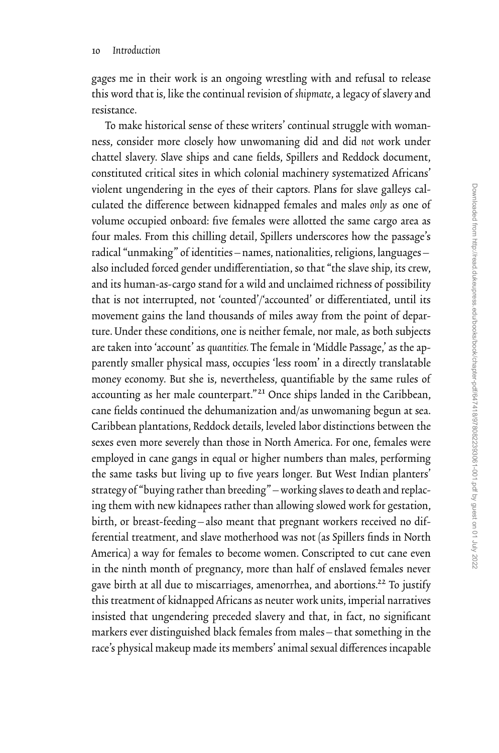gages me in their work is an ongoing wrestling with and refusal to release this word that is, like the continual revision of *shipmate*, a legacy of slavery and resistance.

To make historical sense of these writers' continual struggle with womanness, consider more closely how unwomaning did and did *not* work under chattel slavery. Slave ships and cane fields, Spillers and Reddock document, constituted critical sites in which colonial machinery systematized Africans' violent ungendering in the eyes of their captors. Plans for slave galleys calculated the difference between kidnapped females and males *only* as one of volume occupied onboard: five females were allotted the same cargo area as four males. From this chilling detail, Spillers underscores how the passage's radical "unmaking" of identities—names, nationalities, religions, languages—also included forced gender undifferentiation, so that "the slave ship, its crew, and its human-as-cargo stand for a wild and unclaimed richness of possibility that is not interrupted, not 'counted'/'accounted' or differentiated, until its movement gains the land thousands of miles away from the point of departure. Under these conditions, one is neither female, nor male, as both subjects are taken into 'account' as *quantities.* The female in 'Middle Passage,' as the apparently smaller physical mass, occupies 'less room' in a directly translatable money economy. But she is, nevertheless, quantifiable by the same rules of accounting as her male counterpart."[21] Once ships landed in the Caribbean, cane fields continued the dehumanization and/as unwomaning begun at sea. Caribbean plantations, Reddock details, leveled labor distinctions between the sexes even more severely than those in North America. For one, females were employed in cane gangs in equal or higher numbers than males, performing the same tasks but living up to five years longer. But West Indian planters' strategy of "buying rather than breeding"—working slaves to death and replacing them with new kidnapees rather than allowing slowed work for gestation, birth, or breast-feeding—also meant that pregnant workers received no differential treatment, and slave motherhood was not (as Spillers finds in North America) a way for females to become women. Conscripted to cut cane even in the ninth month of pregnancy, more than half of enslaved females never gave birth at all due to miscarriages, amenorrhea, and abortions.[22] To justify this treatment of kidnapped Africans as neuter work units, imperial narratives insisted that ungendering preceded slavery and that, in fact, no significant markers ever distinguished black females from males—that something in the race's physical makeup made its members' animal sexual differences incapable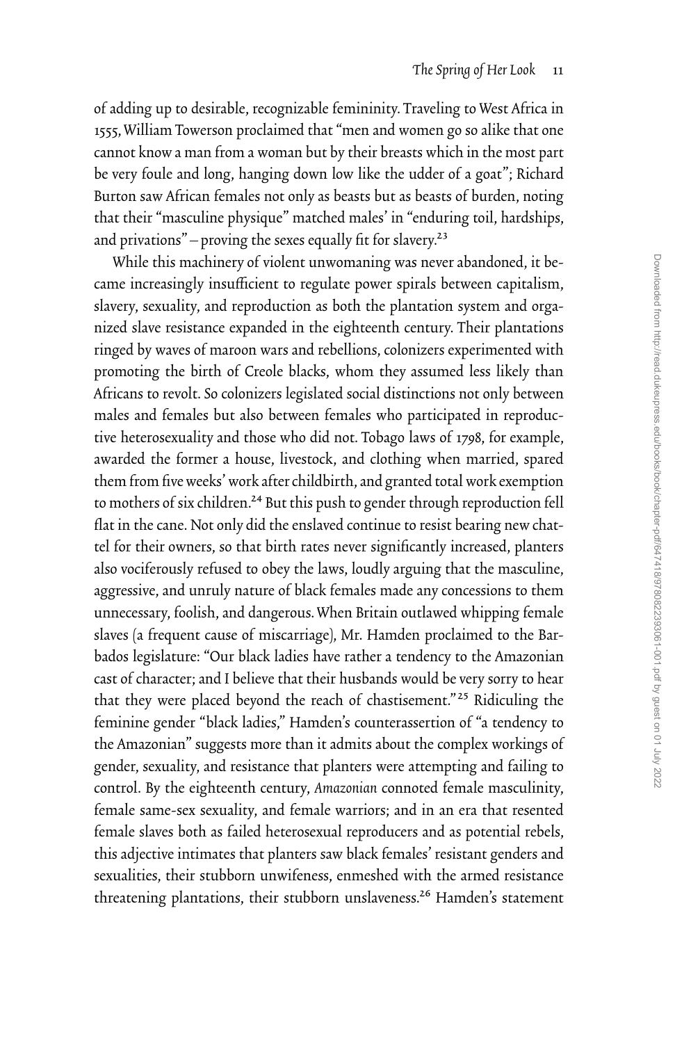of adding up to desirable, recognizable femininity. Traveling to West Africa in 1555, William Towerson proclaimed that "men and women go so alike that one cannot know a man from a woman but by their breasts which in the most part be very foule and long, hanging down low like the udder of a goat"; Richard Burton saw African females not only as beasts but as beasts of burden, noting that their "masculine physique" matched males' in "enduring toil, hardships, and privations" – proving the sexes equally fit for slavery.[23]

While this machinery of violent unwomaning was never abandoned, it became increasingly insufficient to regulate power spirals between capitalism, slavery, sexuality, and reproduction as both the plantation system and organized slave resistance expanded in the eighteenth century. Their plantations ringed by waves of maroon wars and rebellions, colonizers experimented with promoting the birth of Creole blacks, whom they assumed less likely than Africans to revolt. So colonizers legislated social distinctions not only between males and females but also between females who participated in reproductive heterosexuality and those who did not. Tobago laws of 1798, for example, awarded the former a house, livestock, and clothing when married, spared them from five weeks' work after childbirth, and granted total work exemption to mothers of six children.[24] But this push to gender through reproduction fell flat in the cane. Not only did the enslaved continue to resist bearing new chattel for their owners, so that birth rates never significantly increased, planters also vociferously refused to obey the laws, loudly arguing that the masculine, aggressive, and unruly nature of black females made any concessions to them unnecessary, foolish, and dangerous. When Britain outlawed whipping female slaves (a frequent cause of miscarriage), Mr. Hamden proclaimed to the Barbados legislature: "Our black ladies have rather a tendency to the Amazonian cast of character; and I believe that their husbands would be very sorry to hear that they were placed beyond the reach of chastisement."[25] Ridiculing the feminine gender "black ladies," Hamden's counterassertion of "a tendency to the Amazonian" suggests more than it admits about the complex workings of gender, sexuality, and resistance that planters were attempting and failing to control. By the eighteenth century, *Amazonian* connoted female masculinity, female same-sex sexuality, and female warriors; and in an era that resented female slaves both as failed heterosexual reproducers and as potential rebels, this adjective intimates that planters saw black females' resistant genders and sexualities, their stubborn unwifeness, enmeshed with the armed resistance threatening plantations, their stubborn unslaveness.[26] Hamden's statement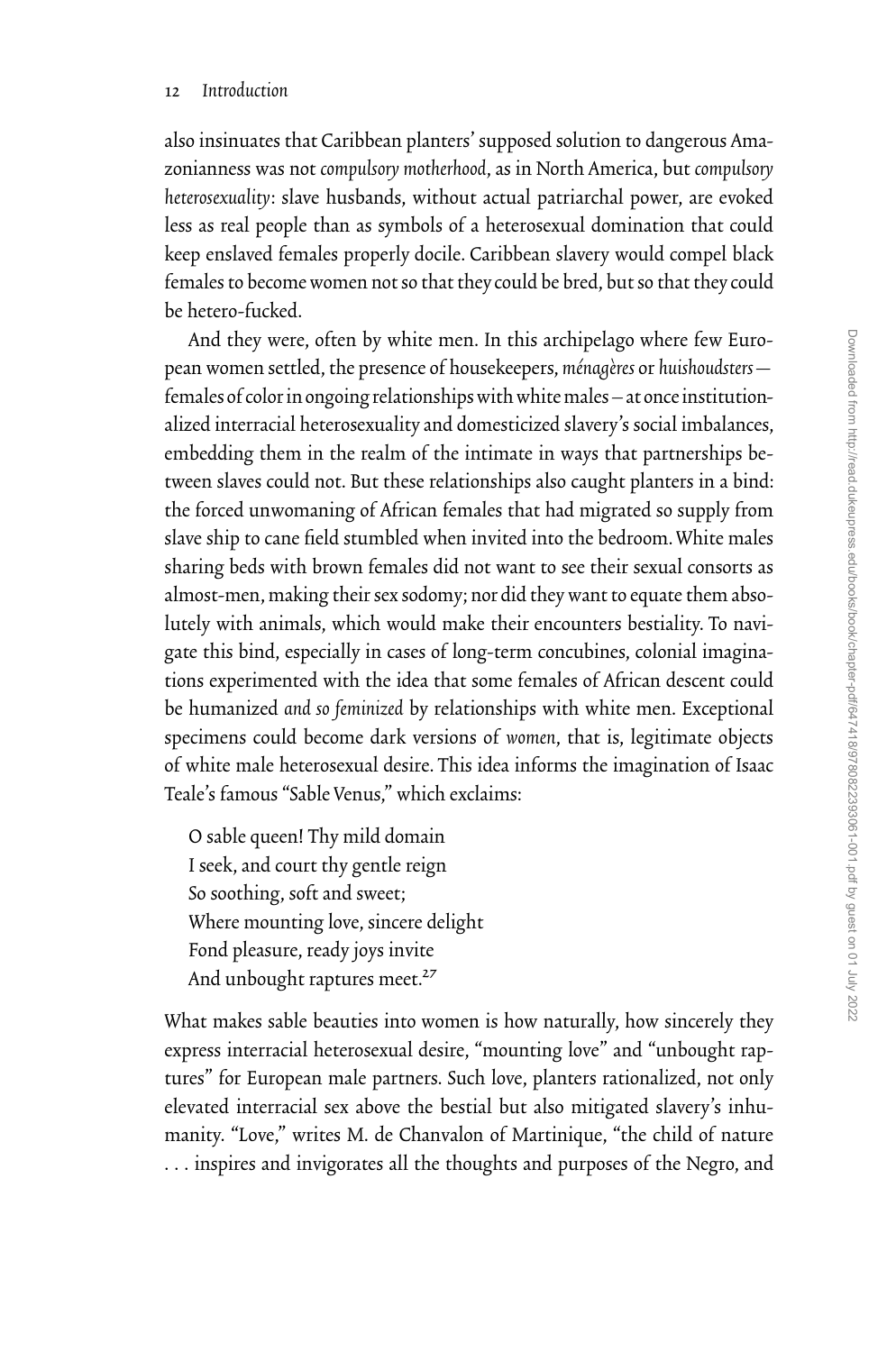also insinuates that Caribbean planters' supposed solution to dangerous Amazonianness was not *compulsory motherhood*, as in North America, but *compulsory heterosexuality*: slave husbands, without actual patriarchal power, are evoked less as real people than as symbols of a heterosexual domination that could keep enslaved females properly docile. Caribbean slavery would compel black females to become women not so that they could be bred, but so that they could be hetero-fucked.

And they were, often by white men. In this archipelago where few European women settled, the presence of housekeepers, *ménagères* or *huishoudsters*—females of color in ongoing relationships with white males—at once institutionalized interracial heterosexuality and domesticized slavery's social imbalances, embedding them in the realm of the intimate in ways that partnerships between slaves could not. But these relationships also caught planters in a bind: the forced unwomaning of African females that had migrated so supply from slave ship to cane field stumbled when invited into the bedroom. White males sharing beds with brown females did not want to see their sexual consorts as almost-men, making their sex sodomy; nor did they want to equate them absolutely with animals, which would make their encounters bestiality. To navigate this bind, especially in cases of long-term concubines, colonial imaginations experimented with the idea that some females of African descent could be humanized *and so feminized* by relationships with white men. Exceptional specimens could become dark versions of *women*, that is, legitimate objects of white male heterosexual desire. This idea informs the imagination of Isaac Teale's famous "Sable Venus," which exclaims:

> O sable queen! Thy mild domain
> I seek, and court thy gentle reign
> So soothing, soft and sweet;
> Where mounting love, sincere delight
> Fond pleasure, ready joys invite
> And unbought raptures meet.[27]

What makes sable beauties into women is how naturally, how sincerely they express interracial heterosexual desire, "mounting love" and "unbought raptures" for European male partners. Such love, planters rationalized, not only elevated interracial sex above the bestial but also mitigated slavery's inhumanity. "Love," writes M. de Chanvalon of Martinique, "the child of nature . . . inspires and invigorates all the thoughts and purposes of the Negro, and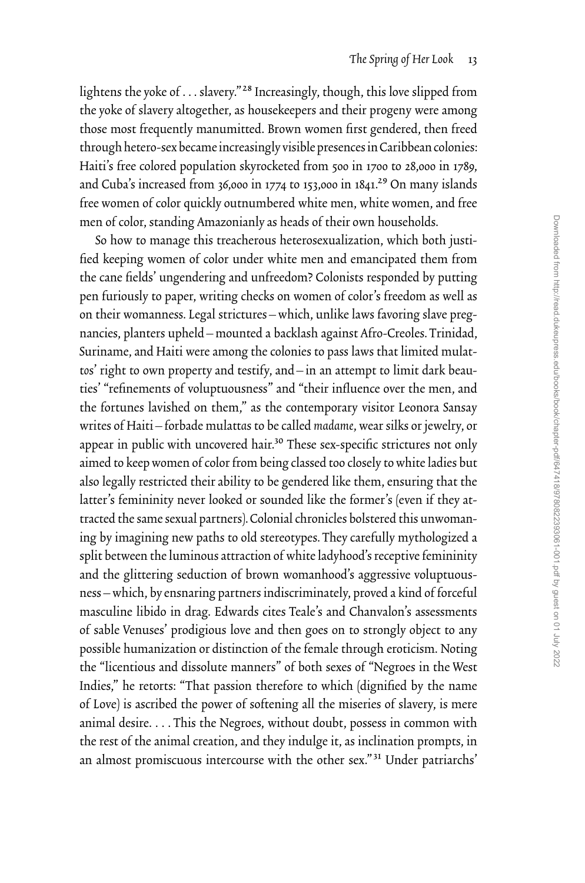lightens the yoke of . . . slavery."[28] Increasingly, though, this love slipped from the yoke of slavery altogether, as housekeepers and their progeny were among those most frequently manumitted. Brown women first gendered, then freed through hetero-sex became increasingly visible presences in Caribbean colonies: Haiti's free colored population skyrocketed from 500 in 1700 to 28,000 in 1789, and Cuba's increased from 36,000 in 1774 to 153,000 in 1841.[29] On many islands free women of color quickly outnumbered white men, white women, and free men of color, standing Amazonianly as heads of their own households.

So how to manage this treacherous heterosexualization, which both justified keeping women of color under white men and emancipated them from the cane fields' ungendering and unfreedom? Colonists responded by putting pen furiously to paper, writing checks on women of color's freedom as well as on their womanness. Legal strictures—which, unlike laws favoring slave pregnancies, planters upheld—mounted a backlash against Afro-Creoles. Trinidad, Suriname, and Haiti were among the colonies to pass laws that limited *mulattos*' right to own property and testify, and—in an attempt to limit dark beauties' "refinements of voluptuousness" and "their influence over the men, and the fortunes lavished on them," as the contemporary visitor Leonora Sansay writes of Haiti—forbade *mulattas* to be called *madame*, wear silks or jewelry, or appear in public with uncovered hair.[30] These sex-specific strictures not only aimed to keep women of color from being classed too closely to white ladies but also legally restricted their ability to be gendered like them, ensuring that the latter's femininity never looked or sounded like the former's (even if they attracted the same sexual partners). Colonial chronicles bolstered this unwomaning by imagining new paths to old stereotypes. They carefully mythologized a split between the luminous attraction of white ladyhood's receptive femininity and the glittering seduction of brown womanhood's aggressive voluptuousness—which, by ensnaring partners indiscriminately, proved a kind of forceful masculine libido in drag. Edwards cites Teale's and Chanvalon's assessments of sable Venuses' prodigious love and then goes on to strongly object to any possible humanization or distinction of the female through eroticism. Noting the "licentious and dissolute manners" of both sexes of "Negroes in the West Indies," he retorts: "That passion therefore to which (dignified by the name of Love) is ascribed the power of softening all the miseries of slavery, is mere animal desire. . . . This the Negroes, without doubt, possess in common with the rest of the animal creation, and they indulge it, as inclination prompts, in an almost promiscuous intercourse with the other sex."[31] Under patriarchs'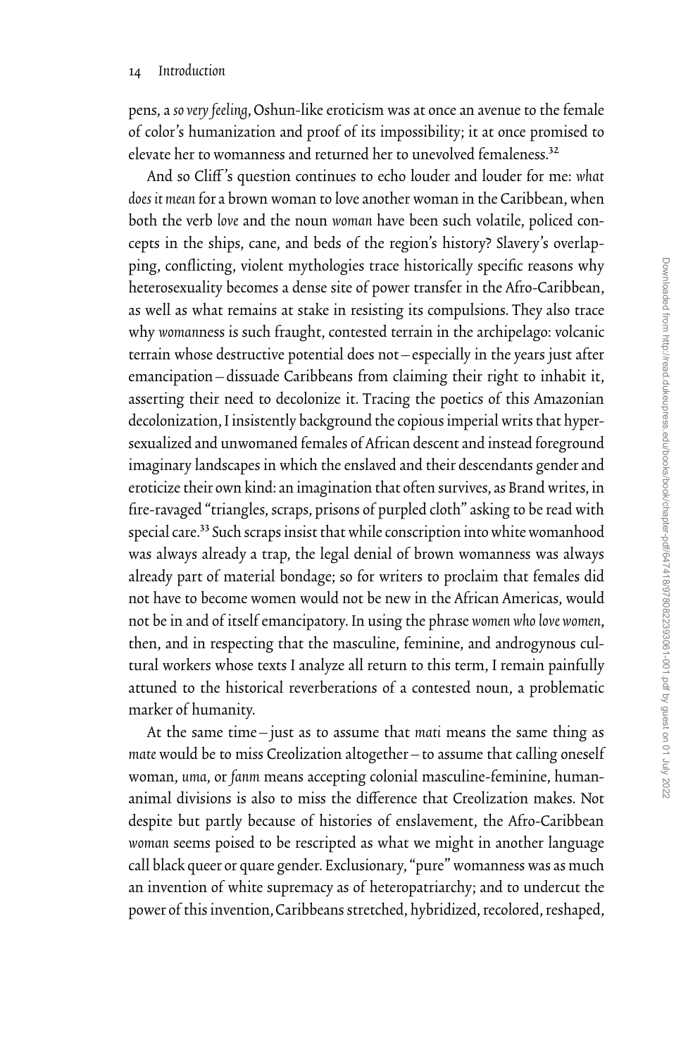pens, a *so very feeling*, Oshun-like eroticism was at once an avenue to the female of color's humanization and proof of its impossibility; it at once promised to elevate her to womanness and returned her to unevolved femaleness.[32]

And so Cliff's question continues to echo louder and louder for me: *what does it mean* for a brown woman to love another woman in the Caribbean, when both the verb *love* and the noun *woman* have been such volatile, policed concepts in the ships, cane, and beds of the region's history? Slavery's overlapping, conflicting, violent mythologies trace historically specific reasons why heterosexuality becomes a dense site of power transfer in the Afro-Caribbean, as well as what remains at stake in resisting its compulsions. They also trace why *woman*ness is such fraught, contested terrain in the archipelago: volcanic terrain whose destructive potential does not—especially in the years just after emancipation—dissuade Caribbeans from claiming their right to inhabit it, asserting their need to decolonize it. Tracing the poetics of this Amazonian decolonization, I insistently background the copious imperial writs that hypersexualized and unwomaned females of African descent and instead foreground imaginary landscapes in which the enslaved and their descendants gender and eroticize their own kind: an imagination that often survives, as Brand writes, in fire-ravaged "triangles, scraps, prisons of purpled cloth" asking to be read with special care.[33] Such scraps insist that while conscription into white womanhood was always already a trap, the legal denial of brown womanness was always already part of material bondage; so for writers to proclaim that females did not have to become women would not be new in the African Americas, would not be in and of itself emancipatory. In using the phrase *women who love women*, then, and in respecting that the masculine, feminine, and androgynous cultural workers whose texts I analyze all return to this term, I remain painfully attuned to the historical reverberations of a contested noun, a problematic marker of humanity.

At the same time—just as to assume that *mati* means the same thing as *mate* would be to miss Creolization altogether—to assume that calling oneself woman, *uma*, or *fanm* means accepting colonial masculine-feminine, human-animal divisions is also to miss the difference that Creolization makes. Not despite but partly because of histories of enslavement, the Afro-Caribbean *woman* seems poised to be rescripted as what we might in another language call black queer or quare gender. Exclusionary, "pure" womanness was as much an invention of white supremacy as of heteropatriarchy; and to undercut the power of this invention, Caribbeans stretched, hybridized, recolored, reshaped,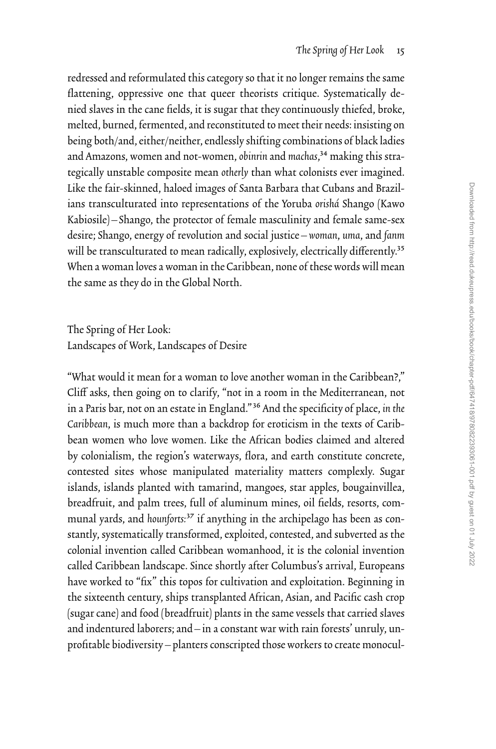redressed and reformulated this category so that it no longer remains the same flattening, oppressive one that queer theorists critique. Systematically denied slaves in the cane fields, it is sugar that they continuously thiefed, broke, melted, burned, fermented, and reconstituted to meet their needs: insisting on being both/and, either/neither, endlessly shifting combinations of black ladies and Amazons, women and not-women, *obinrin* and *machas*,[34] making this strategically unstable composite mean *otherly* than what colonists ever imagined. Like the fair-skinned, haloed images of Santa Barbara that Cubans and Brazilians transculturated into representations of the Yoruba *orishá* Shango (Kawo Kabiosile)—Shango, the protector of female masculinity and female same-sex desire; Shango, energy of revolution and social justice—*woman*, *uma*, and *fanm* will be transculturated to mean radically, explosively, electrically differently.[35] When a woman loves a woman in the Caribbean, none of these words will mean the same as they do in the Global North.

## The Spring of Her Look: Landscapes of Work, Landscapes of Desire

"What would it mean for a woman to love another woman in the Caribbean?," Cliff asks, then going on to clarify, "not in a room in the Mediterranean, not in a Paris bar, not on an estate in England."[36] And the specificity of place, *in the Caribbean*, is much more than a backdrop for eroticism in the texts of Caribbean women who love women. Like the African bodies claimed and altered by colonialism, the region's waterways, flora, and earth constitute concrete, contested sites whose manipulated materiality matters complexly. Sugar islands, islands planted with tamarind, mangoes, star apples, bougainvillea, breadfruit, and palm trees, full of aluminum mines, oil fields, resorts, communal yards, and *hounforts*:[37] if anything in the archipelago has been as constantly, systematically transformed, exploited, contested, and subverted as the colonial invention called Caribbean womanhood, it is the colonial invention called Caribbean landscape. Since shortly after Columbus's arrival, Europeans have worked to "fix" this topos for cultivation and exploitation. Beginning in the sixteenth century, ships transplanted African, Asian, and Pacific cash crop (sugar cane) and food (breadfruit) plants in the same vessels that carried slaves and indentured laborers; and—in a constant war with rain forests' unruly, unprofitable biodiversity—planters conscripted those workers to create monocul-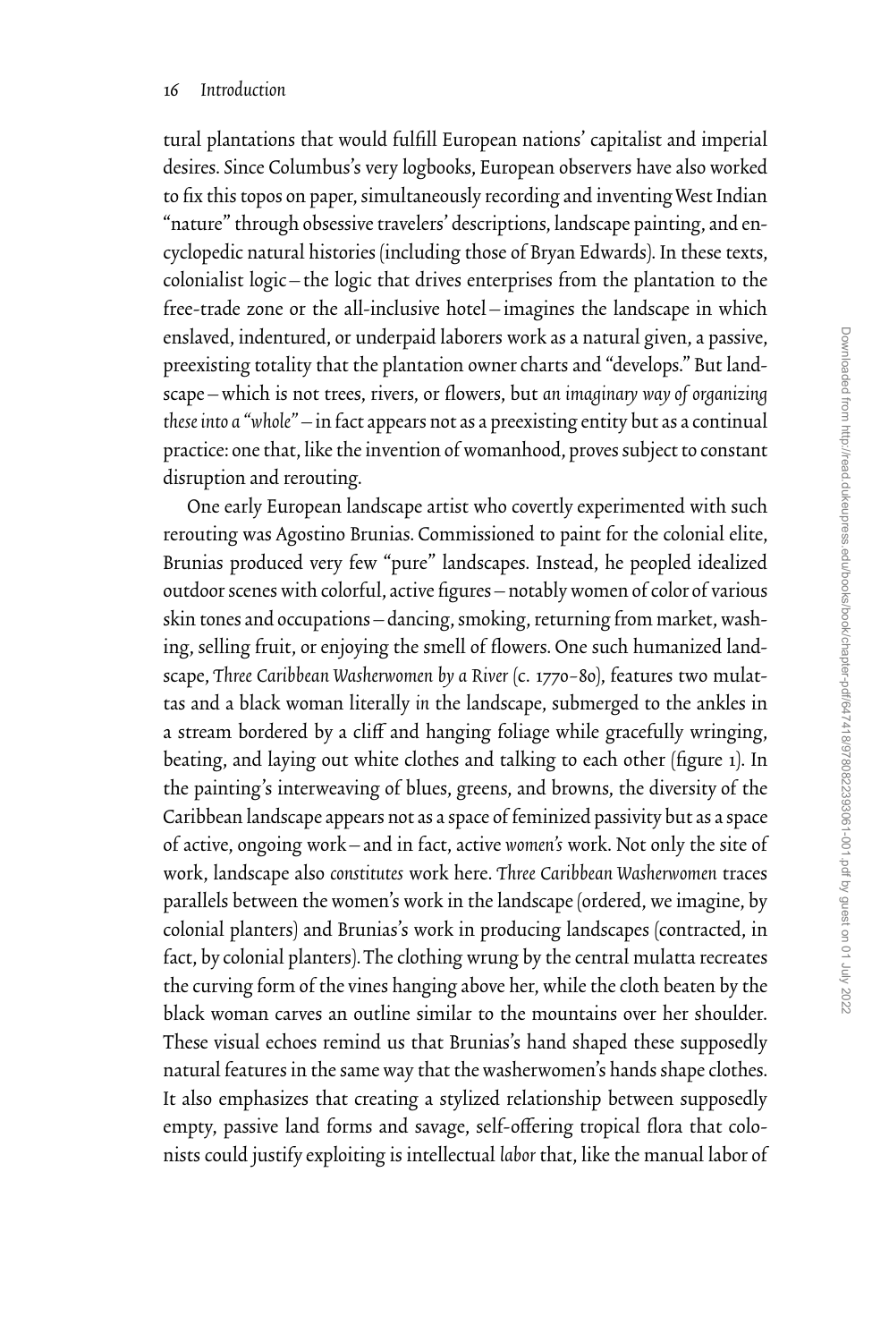tural plantations that would fulfill European nations' capitalist and imperial desires. Since Columbus's very logbooks, European observers have also worked to fix this topos on paper, simultaneously recording and inventing West Indian "nature" through obsessive travelers' descriptions, landscape painting, and encyclopedic natural histories (including those of Bryan Edwards). In these texts, colonialist logic—the logic that drives enterprises from the plantation to the free-trade zone or the all-inclusive hotel—imagines the landscape in which enslaved, indentured, or underpaid laborers work as a natural given, a passive, preexisting totality that the plantation owner charts and "develops." But landscape—which is not trees, rivers, or flowers, but *an imaginary way of organizing these into a "whole"*—in fact appears not as a preexisting entity but as a continual practice: one that, like the invention of womanhood, proves subject to constant disruption and rerouting.

One early European landscape artist who covertly experimented with such rerouting was Agostino Brunias. Commissioned to paint for the colonial elite, Brunias produced very few "pure" landscapes. Instead, he peopled idealized outdoor scenes with colorful, active figures—notably women of color of various skin tones and occupations—dancing, smoking, returning from market, washing, selling fruit, or enjoying the smell of flowers. One such humanized landscape, *Three Caribbean Washerwomen by a River* (c. 1770–80), features two mulattas and a black woman literally *in* the landscape, submerged to the ankles in a stream bordered by a cliff and hanging foliage while gracefully wringing, beating, and laying out white clothes and talking to each other (figure 1). In the painting's interweaving of blues, greens, and browns, the diversity of the Caribbean landscape appears not as a space of feminized passivity but as a space of active, ongoing work—and in fact, active *women's* work. Not only the site of work, landscape also *constitutes* work here. *Three Caribbean Washerwomen* traces parallels between the women's work in the landscape (ordered, we imagine, by colonial planters) and Brunias's work in producing landscapes (contracted, in fact, by colonial planters). The clothing wrung by the central mulatta recreates the curving form of the vines hanging above her, while the cloth beaten by the black woman carves an outline similar to the mountains over her shoulder. These visual echoes remind us that Brunias's hand shaped these supposedly natural features in the same way that the washerwomen's hands shape clothes. It also emphasizes that creating a stylized relationship between supposedly empty, passive land forms and savage, self-offering tropical flora that colonists could justify exploiting is intellectual *labor* that, like the manual labor of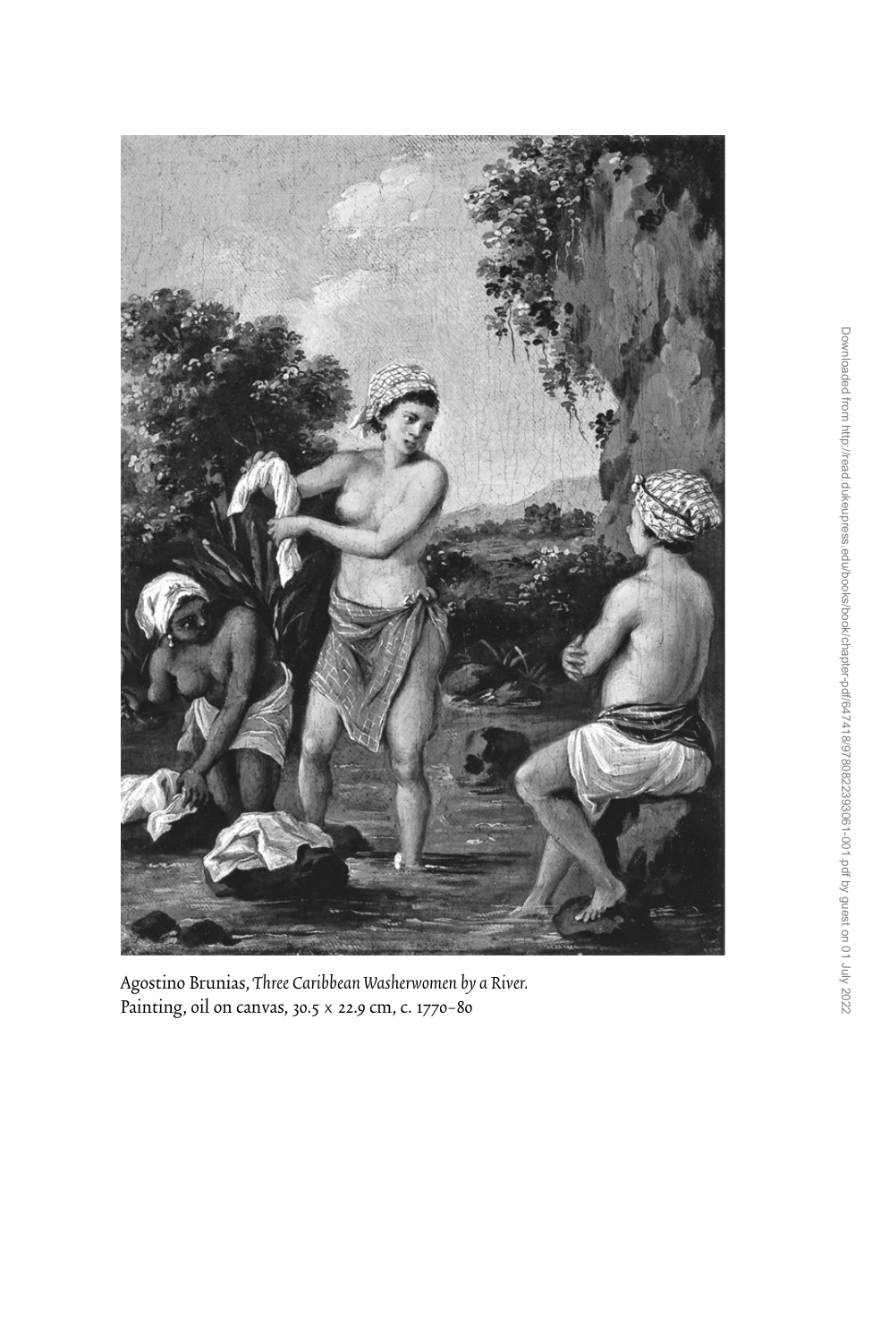Agostino Brunias, *Three Caribbean Washerwomen by a River.*
Painting, oil on canvas, 30.5 × 22.9 cm, c. 1770–80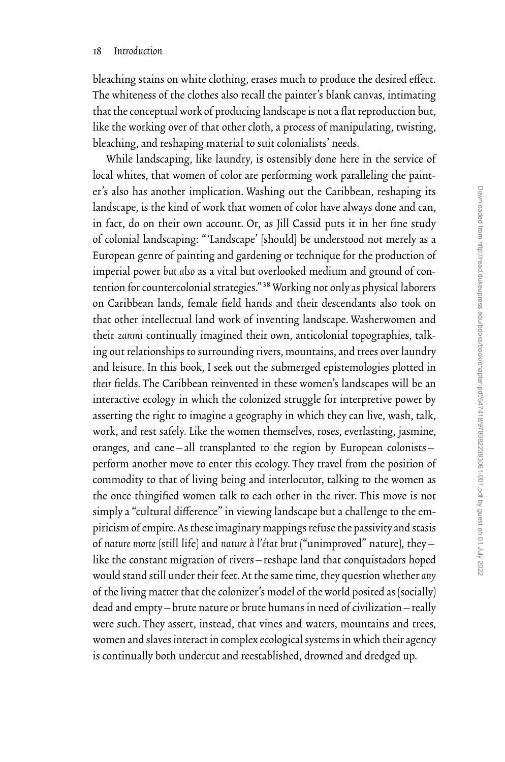bleaching stains on white clothing, erases much to produce the desired effect. The whiteness of the clothes also recall the painter's blank canvas, intimating that the conceptual work of producing landscape is not a flat reproduction but, like the working over of that other cloth, a process of manipulating, twisting, bleaching, and reshaping material to suit colonialists' needs.

While landscaping, like laundry, is ostensibly done here in the service of local whites, that women of color are performing work paralleling the painter's also has another implication. Washing out the Caribbean, reshaping its landscape, is the kind of work that women of color have always done and can, in fact, do on their own account. Or, as Jill Cassid puts it in her fine study of colonial landscaping: "'Landscape' [should] be understood not merely as a European genre of painting and gardening or technique for the production of imperial power *but also* as a vital but overlooked medium and ground of contention for countercolonial strategies."[38] Working not only as physical laborers on Caribbean lands, female field hands and their descendants also took on that other intellectual land work of inventing landscape. Washerwomen and their *zanmi* continually imagined their own, anticolonial topographies, talking out relationships to surrounding rivers, mountains, and trees over laundry and leisure. In this book, I seek out the submerged epistemologies plotted in *their* fields. The Caribbean reinvented in these women's landscapes will be an interactive ecology in which the colonized struggle for interpretive power by asserting the right to imagine a geography in which they can live, wash, talk, work, and rest safely. Like the women themselves, roses, everlasting, jasmine, oranges, and cane—all transplanted to the region by European colonists—perform another move to enter this ecology. They travel from the position of commodity to that of living being and interlocutor, talking to the women as the once thingified women talk to each other in the river. This move is not simply a "cultural difference" in viewing landscape but a challenge to the empiricism of empire. As these imaginary mappings refuse the passivity and stasis of *nature morte* (still life) and *nature à l'état brut* ("unimproved" nature), they—like the constant migration of rivers—reshape land that conquistadors hoped would stand still under their feet. At the same time, they question whether *any* of the living matter that the colonizer's model of the world posited as (socially) dead and empty—brute nature or brute humans in need of civilization—really were such. They assert, instead, that vines and waters, mountains and trees, women and slaves interact in complex ecological systems in which their agency is continually both undercut and reestablished, drowned and dredged up.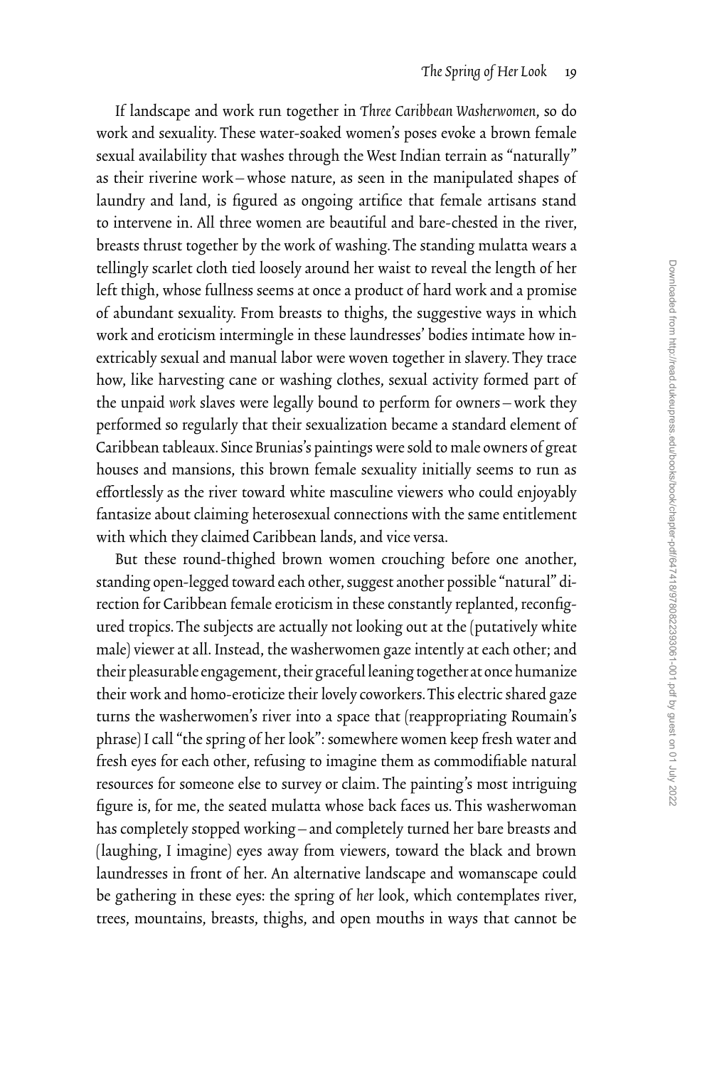If landscape and work run together in *Three Caribbean Washerwomen*, so do work and sexuality. These water-soaked women's poses evoke a brown female sexual availability that washes through the West Indian terrain as "naturally" as their riverine work—whose nature, as seen in the manipulated shapes of laundry and land, is figured as ongoing artifice that female artisans stand to intervene in. All three women are beautiful and bare-chested in the river, breasts thrust together by the work of washing. The standing mulatta wears a tellingly scarlet cloth tied loosely around her waist to reveal the length of her left thigh, whose fullness seems at once a product of hard work and a promise of abundant sexuality. From breasts to thighs, the suggestive ways in which work and eroticism intermingle in these laundresses' bodies intimate how inextricably sexual and manual labor were woven together in slavery. They trace how, like harvesting cane or washing clothes, sexual activity formed part of the unpaid *work* slaves were legally bound to perform for owners—work they performed so regularly that their sexualization became a standard element of Caribbean tableaux. Since Brunias's paintings were sold to male owners of great houses and mansions, this brown female sexuality initially seems to run as effortlessly as the river toward white masculine viewers who could enjoyably fantasize about claiming heterosexual connections with the same entitlement with which they claimed Caribbean lands, and vice versa.

But these round-thighed brown women crouching before one another, standing open-legged toward each other, suggest another possible "natural" direction for Caribbean female eroticism in these constantly replanted, reconfigured tropics. The subjects are actually not looking out at the (putatively white male) viewer at all. Instead, the washerwomen gaze intently at each other; and their pleasurable engagement, their graceful leaning together at once humanize their work and homo-eroticize their lovely coworkers. This electric shared gaze turns the washerwomen's river into a space that (reappropriating Roumain's phrase) I call "the spring of her look": somewhere women keep fresh water and fresh eyes for each other, refusing to imagine them as commodifiable natural resources for someone else to survey or claim. The painting's most intriguing figure is, for me, the seated mulatta whose back faces us. This washerwoman has completely stopped working—and completely turned her bare breasts and (laughing, I imagine) eyes away from viewers, toward the black and brown laundresses in front of her. An alternative landscape and womanscape could be gathering in these eyes: the spring of *her* look, which contemplates river, trees, mountains, breasts, thighs, and open mouths in ways that cannot be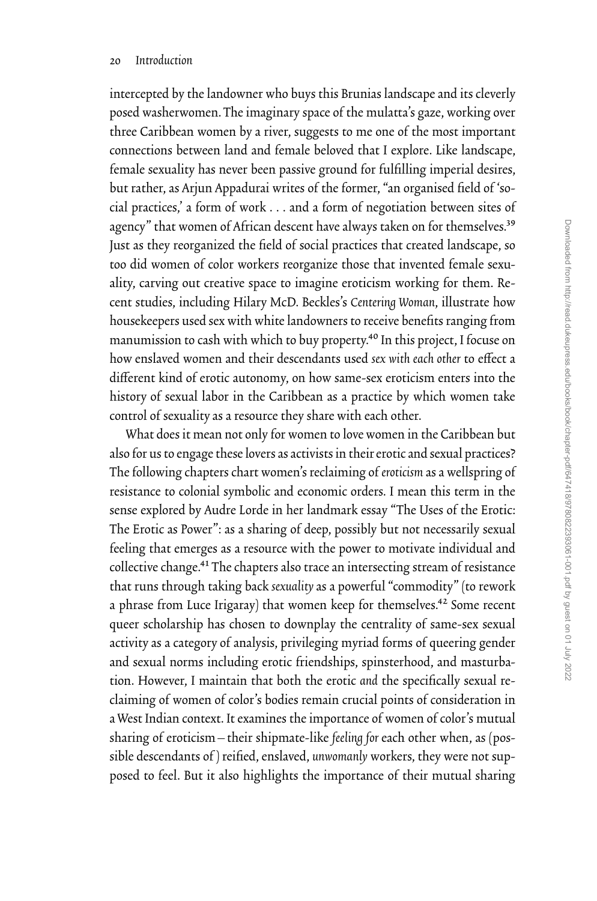intercepted by the landowner who buys this Brunias landscape and its cleverly posed washerwomen. The imaginary space of the mulatta's gaze, working over three Caribbean women by a river, suggests to me one of the most important connections between land and female beloved that I explore. Like landscape, female sexuality has never been passive ground for fulfilling imperial desires, but rather, as Arjun Appadurai writes of the former, "an organised field of 'social practices,' a form of work . . . and a form of negotiation between sites of agency" that women of African descent have always taken on for themselves.[39] Just as they reorganized the field of social practices that created landscape, so too did women of color workers reorganize those that invented female sexuality, carving out creative space to imagine eroticism working for them. Recent studies, including Hilary McD. Beckles's *Centering Woman*, illustrate how housekeepers used sex with white landowners to receive benefits ranging from manumission to cash with which to buy property.[40] In this project, I focuse on how enslaved women and their descendants used *sex with each other* to effect a different kind of erotic autonomy, on how same-sex eroticism enters into the history of sexual labor in the Caribbean as a practice by which women take control of sexuality as a resource they share with each other.

What does it mean not only for women to love women in the Caribbean but also for us to engage these lovers as activists in their erotic and sexual practices? The following chapters chart women's reclaiming of *eroticism* as a wellspring of resistance to colonial symbolic and economic orders. I mean this term in the sense explored by Audre Lorde in her landmark essay "The Uses of the Erotic: The Erotic as Power": as a sharing of deep, possibly but not necessarily sexual feeling that emerges as a resource with the power to motivate individual and collective change.[41] The chapters also trace an intersecting stream of resistance that runs through taking back *sexuality* as a powerful "commodity" (to rework a phrase from Luce Irigaray) that women keep for themselves.[42] Some recent queer scholarship has chosen to downplay the centrality of same-sex sexual activity as a category of analysis, privileging myriad forms of queering gender and sexual norms including erotic friendships, spinsterhood, and masturbation. However, I maintain that both the erotic *and* the specifically sexual reclaiming of women of color's bodies remain crucial points of consideration in a West Indian context. It examines the importance of women of color's mutual sharing of eroticism—their shipmate-like *feeling for* each other when, as (possible descendants of) reified, enslaved, *unwomanly* workers, they were not supposed to feel. But it also highlights the importance of their mutual sharing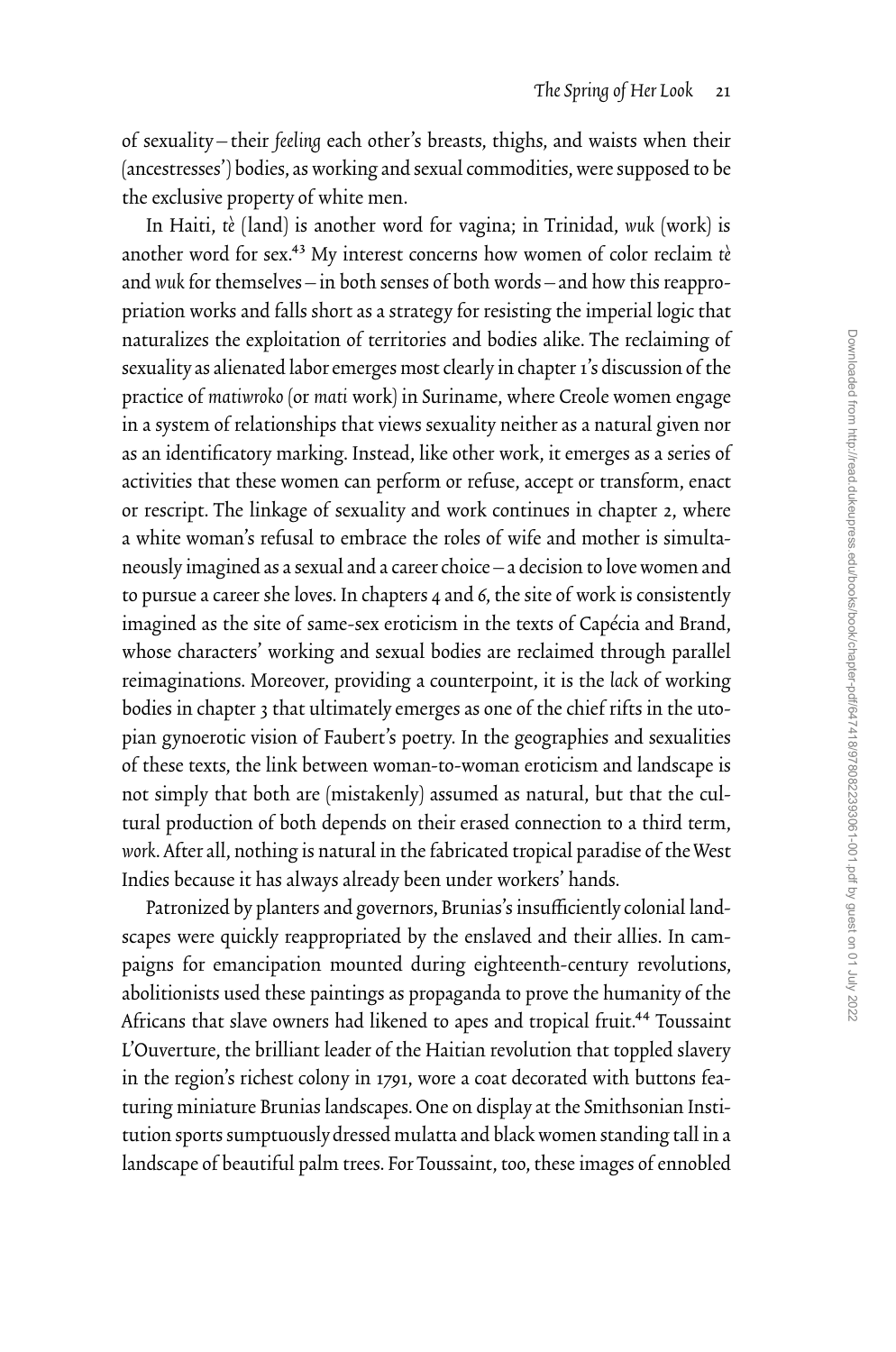of sexuality—their *feeling* each other's breasts, thighs, and waists when their (ancestresses') bodies, as working and sexual commodities, were supposed to be the exclusive property of white men.

In Haiti, *tè* (land) is another word for vagina; in Trinidad, *wuk* (work) is another word for sex.[43] My interest concerns how women of color reclaim *tè* and *wuk* for themselves—in both senses of both words—and how this reappropriation works and falls short as a strategy for resisting the imperial logic that naturalizes the exploitation of territories and bodies alike. The reclaiming of sexuality as alienated labor emerges most clearly in chapter 1's discussion of the practice of *matiwroko* (or *mati* work) in Suriname, where Creole women engage in a system of relationships that views sexuality neither as a natural given nor as an identificatory marking. Instead, like other work, it emerges as a series of activities that these women can perform or refuse, accept or transform, enact or rescript. The linkage of sexuality and work continues in chapter 2, where a white woman's refusal to embrace the roles of wife and mother is simultaneously imagined as a sexual and a career choice—a decision to love women and to pursue a career she loves. In chapters 4 and 6, the site of work is consistently imagined as the site of same-sex eroticism in the texts of Capécia and Brand, whose characters' working and sexual bodies are reclaimed through parallel reimaginations. Moreover, providing a counterpoint, it is the *lack* of working bodies in chapter 3 that ultimately emerges as one of the chief rifts in the utopian gynoerotic vision of Faubert's poetry. In the geographies and sexualities of these texts, the link between woman-to-woman eroticism and landscape is not simply that both are (mistakenly) assumed as natural, but that the cultural production of both depends on their erased connection to a third term, *work*. After all, nothing is natural in the fabricated tropical paradise of the West Indies because it has always already been under workers' hands.

Patronized by planters and governors, Brunias's insufficiently colonial landscapes were quickly reappropriated by the enslaved and their allies. In campaigns for emancipation mounted during eighteenth-century revolutions, abolitionists used these paintings as propaganda to prove the humanity of the Africans that slave owners had likened to apes and tropical fruit.[44] Toussaint L'Ouverture, the brilliant leader of the Haitian revolution that toppled slavery in the region's richest colony in 1791, wore a coat decorated with buttons featuring miniature Brunias landscapes. One on display at the Smithsonian Institution sports sumptuously dressed mulatta and black women standing tall in a landscape of beautiful palm trees. For Toussaint, too, these images of ennobled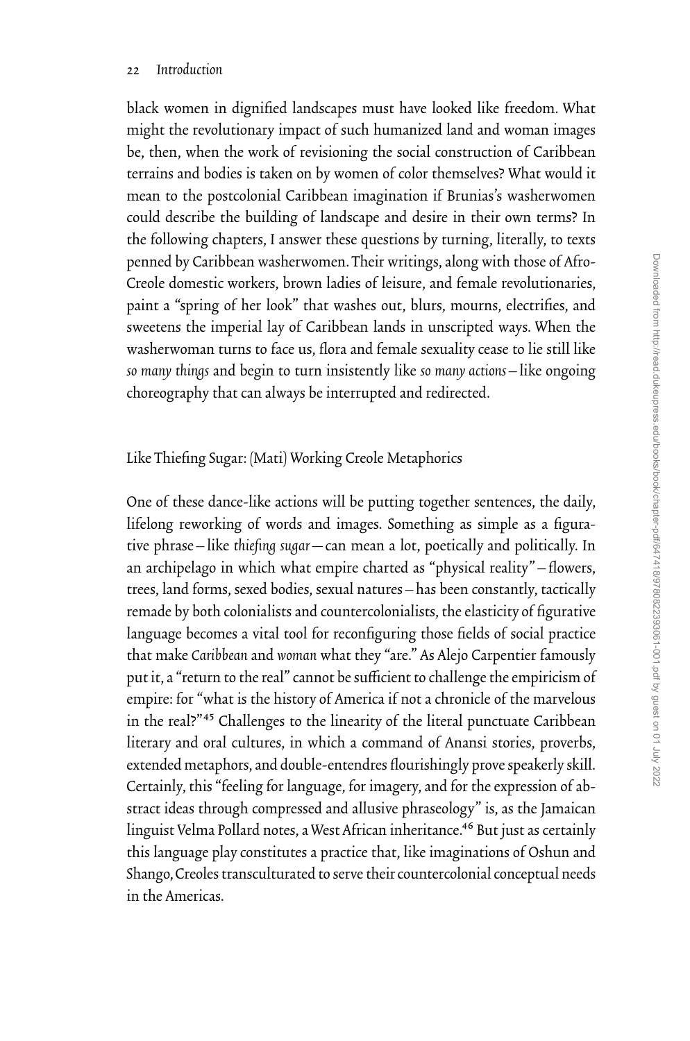black women in dignified landscapes must have looked like freedom. What might the revolutionary impact of such humanized land and woman images be, then, when the work of revisioning the social construction of Caribbean terrains and bodies is taken on by women of color themselves? What would it mean to the postcolonial Caribbean imagination if Brunias's washerwomen could describe the building of landscape and desire in their own terms? In the following chapters, I answer these questions by turning, literally, to texts penned by Caribbean washerwomen. Their writings, along with those of Afro-Creole domestic workers, brown ladies of leisure, and female revolutionaries, paint a "spring of her look" that washes out, blurs, mourns, electrifies, and sweetens the imperial lay of Caribbean lands in unscripted ways. When the washerwoman turns to face us, flora and female sexuality cease to lie still like *so many things* and begin to turn insistently like *so many actions*—like ongoing choreography that can always be interrupted and redirected.

## Like Thiefing Sugar: (Mati) Working Creole Metaphorics

One of these dance-like actions will be putting together sentences, the daily, lifelong reworking of words and images. Something as simple as a figurative phrase—like *thiefing sugar*—can mean a lot, poetically and politically. In an archipelago in which what empire charted as "physical reality"—flowers, trees, land forms, sexed bodies, sexual natures—has been constantly, tactically remade by both colonialists and countercolonialists, the elasticity of figurative language becomes a vital tool for reconfiguring those fields of social practice that make *Caribbean* and *woman* what they "are." As Alejo Carpentier famously put it, a "return to the real" cannot be sufficient to challenge the empiricism of empire: for "what is the history of America if not a chronicle of the marvelous in the real?"[45] Challenges to the linearity of the literal punctuate Caribbean literary and oral cultures, in which a command of Anansi stories, proverbs, extended metaphors, and double-entendres flourishingly prove speakerly skill. Certainly, this "feeling for language, for imagery, and for the expression of abstract ideas through compressed and allusive phraseology" is, as the Jamaican linguist Velma Pollard notes, a West African inheritance.[46] But just as certainly this language play constitutes a practice that, like imaginations of Oshun and Shango, Creoles transculturated to serve their countercolonial conceptual needs in the Americas.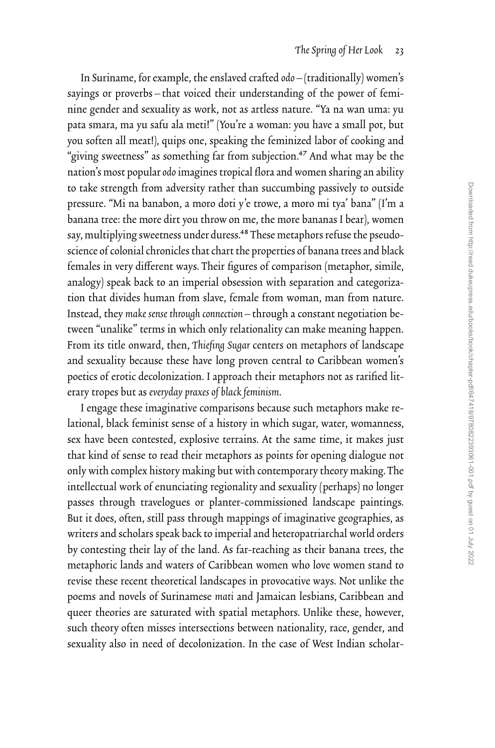In Suriname, for example, the enslaved crafted *odo*—(traditionally) women's sayings or proverbs—that voiced their understanding of the power of feminine gender and sexuality as work, not as artless nature. "Ya na wan uma: yu pata smara, ma yu safu ala meti!" (You're a woman: you have a small pot, but you soften all meat!), quips one, speaking the feminized labor of cooking and "giving sweetness" as something far from subjection.[47] And what may be the nation's most popular *odo* imagines tropical flora and women sharing an ability to take strength from adversity rather than succumbing passively to outside pressure. "Mi na banabon, a moro doti y'e trowe, a moro mi tya' bana" (I'm a banana tree: the more dirt you throw on me, the more bananas I bear), women say, multiplying sweetness under duress.[48] These metaphors refuse the pseudoscience of colonial chronicles that chart the properties of banana trees and black females in very different ways. Their figures of comparison (metaphor, simile, analogy) speak back to an imperial obsession with separation and categorization that divides human from slave, female from woman, man from nature. Instead, they *make sense through connection*—through a constant negotiation between "unalike" terms in which only relationality can make meaning happen. From its title onward, then, *Thiefing Sugar* centers on metaphors of landscape and sexuality because these have long proven central to Caribbean women's poetics of erotic decolonization. I approach their metaphors not as rarified literary tropes but as *everyday praxes of black feminism*.

I engage these imaginative comparisons because such metaphors make relational, black feminist sense of a history in which sugar, water, womanness, sex have been contested, explosive terrains. At the same time, it makes just that kind of sense to read their metaphors as points for opening dialogue not only with complex history making but with contemporary theory making. The intellectual work of enunciating regionality and sexuality (perhaps) no longer passes through travelogues or planter-commissioned landscape paintings. But it does, often, still pass through mappings of imaginative geographies, as writers and scholars speak back to imperial and heteropatriarchal world orders by contesting their lay of the land. As far-reaching as their banana trees, the metaphoric lands and waters of Caribbean women who love women stand to revise these recent theoretical landscapes in provocative ways. Not unlike the poems and novels of Surinamese *mati* and Jamaican lesbians, Caribbean and queer theories are saturated with spatial metaphors. Unlike these, however, such theory often misses intersections between nationality, race, gender, and sexuality also in need of decolonization. In the case of West Indian scholar-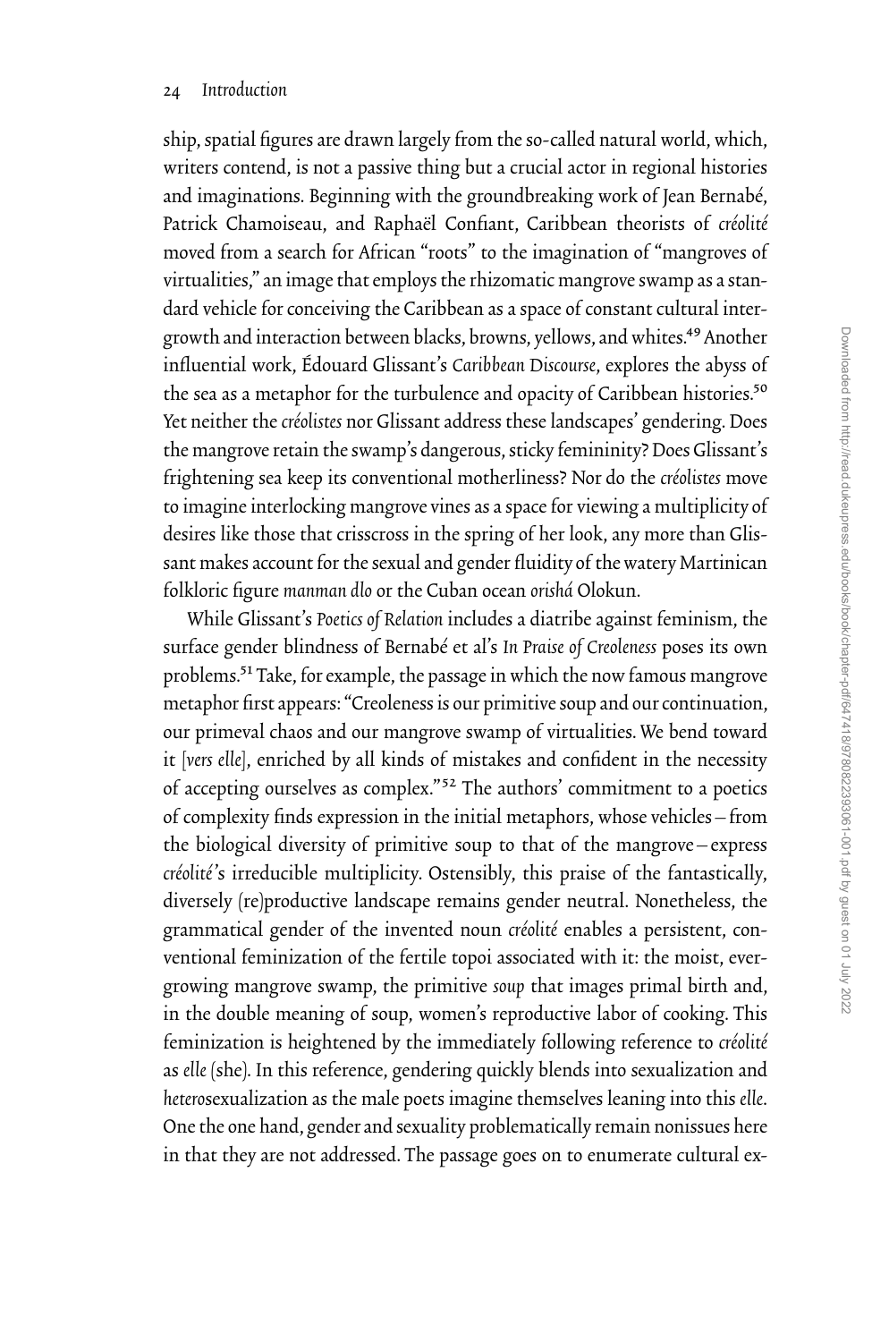ship, spatial figures are drawn largely from the so-called natural world, which, writers contend, is not a passive thing but a crucial actor in regional histories and imaginations. Beginning with the groundbreaking work of Jean Bernabé, Patrick Chamoiseau, and Raphaël Confiant, Caribbean theorists of *créolité* moved from a search for African "roots" to the imagination of "mangroves of virtualities," an image that employs the rhizomatic mangrove swamp as a standard vehicle for conceiving the Caribbean as a space of constant cultural intergrowth and interaction between blacks, browns, yellows, and whites.[49] Another influential work, Édouard Glissant's *Caribbean Discourse*, explores the abyss of the sea as a metaphor for the turbulence and opacity of Caribbean histories.[50] Yet neither the *créolistes* nor Glissant address these landscapes' gendering. Does the mangrove retain the swamp's dangerous, sticky femininity? Does Glissant's frightening sea keep its conventional motherliness? Nor do the *créolistes* move to imagine interlocking mangrove vines as a space for viewing a multiplicity of desires like those that crisscross in the spring of her look, any more than Glissant makes account for the sexual and gender fluidity of the watery Martinican folkloric figure *manman dlo* or the Cuban ocean *orishá* Olokun.

While Glissant's *Poetics of Relation* includes a diatribe against feminism, the surface gender blindness of Bernabé et al's *In Praise of Creoleness* poses its own problems.[51] Take, for example, the passage in which the now famous mangrove metaphor first appears: "Creoleness is our primitive soup and our continuation, our primeval chaos and our mangrove swamp of virtualities. We bend toward it [*vers elle*], enriched by all kinds of mistakes and confident in the necessity of accepting ourselves as complex."[52] The authors' commitment to a poetics of complexity finds expression in the initial metaphors, whose vehicles—from the biological diversity of primitive soup to that of the mangrove—express *créolité*'s irreducible multiplicity. Ostensibly, this praise of the fantastically, diversely (re)productive landscape remains gender neutral. Nonetheless, the grammatical gender of the invented noun *créolité* enables a persistent, conventional feminization of the fertile topoi associated with it: the moist, evergrowing mangrove swamp, the primitive *soup* that images primal birth and, in the double meaning of soup, women's reproductive labor of cooking. This feminization is heightened by the immediately following reference to *créolité* as *elle* (she). In this reference, gendering quickly blends into sexualization and *hetero*sexualization as the male poets imagine themselves leaning into this *elle*. One the one hand, gender and sexuality problematically remain nonissues here in that they are not addressed. The passage goes on to enumerate cultural ex-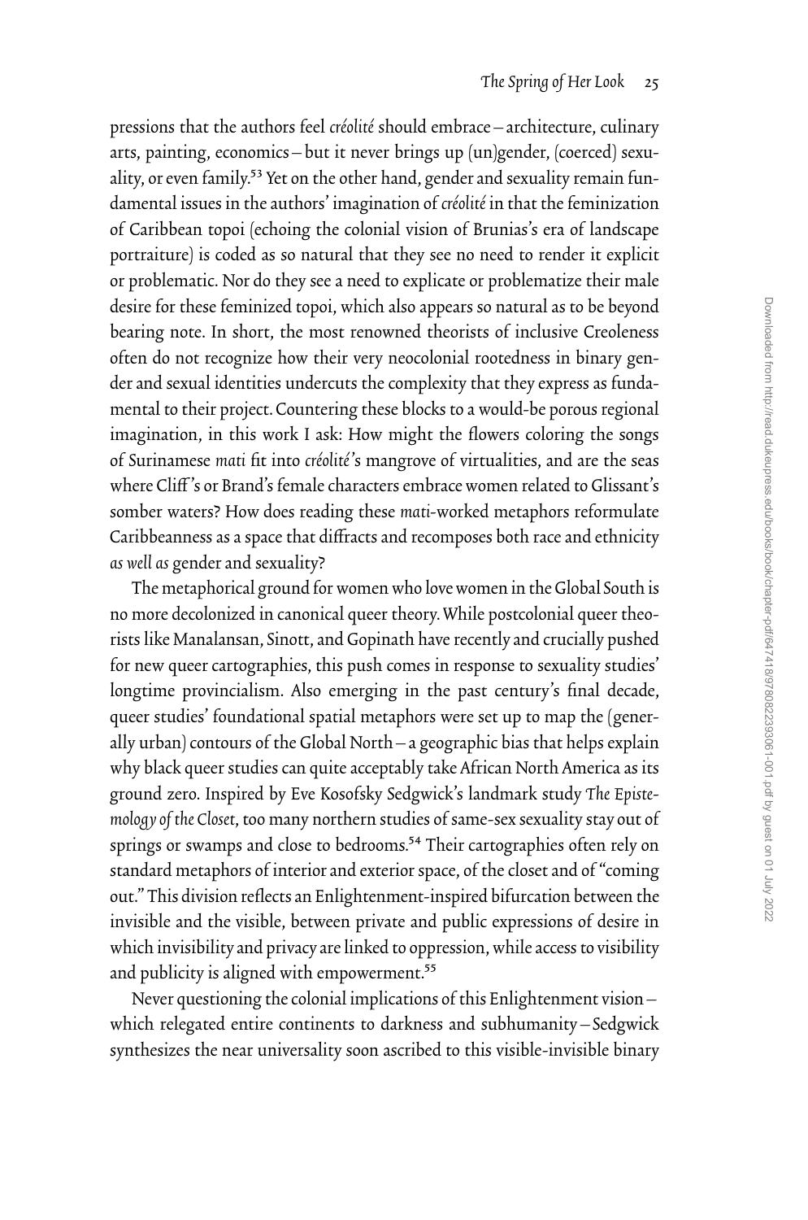pressions that the authors feel *créolité* should embrace—architecture, culinary arts, painting, economics—but it never brings up (un)gender, (coerced) sexuality, or even family.[53] Yet on the other hand, gender and sexuality remain fundamental issues in the authors' imagination of *créolité* in that the feminization of Caribbean topoi (echoing the colonial vision of Brunias's era of landscape portraiture) is coded as so natural that they see no need to render it explicit or problematic. Nor do they see a need to explicate or problematize their male desire for these feminized topoi, which also appears so natural as to be beyond bearing note. In short, the most renowned theorists of inclusive Creoleness often do not recognize how their very neocolonial rootedness in binary gender and sexual identities undercuts the complexity that they express as fundamental to their project. Countering these blocks to a would-be porous regional imagination, in this work I ask: How might the flowers coloring the songs of Surinamese *mati* fit into *créolité*'s mangrove of virtualities, and are the seas where Cliff's or Brand's female characters embrace women related to Glissant's somber waters? How does reading these *mati*-worked metaphors reformulate Caribbeanness as a space that diffracts and recomposes both race and ethnicity *as well as* gender and sexuality?

The metaphorical ground for women who love women in the Global South is no more decolonized in canonical queer theory. While postcolonial queer theorists like Manalansan, Sinott, and Gopinath have recently and crucially pushed for new queer cartographies, this push comes in response to sexuality studies' longtime provincialism. Also emerging in the past century's final decade, queer studies' foundational spatial metaphors were set up to map the (generally urban) contours of the Global North—a geographic bias that helps explain why black queer studies can quite acceptably take African North America as its ground zero. Inspired by Eve Kosofsky Sedgwick's landmark study *The Epistemology of the Closet*, too many northern studies of same-sex sexuality stay out of springs or swamps and close to bedrooms.[54] Their cartographies often rely on standard metaphors of interior and exterior space, of the closet and of "coming out." This division reflects an Enlightenment-inspired bifurcation between the invisible and the visible, between private and public expressions of desire in which invisibility and privacy are linked to oppression, while access to visibility and publicity is aligned with empowerment.[55]

Never questioning the colonial implications of this Enlightenment vision—which relegated entire continents to darkness and subhumanity—Sedgwick synthesizes the near universality soon ascribed to this visible-invisible binary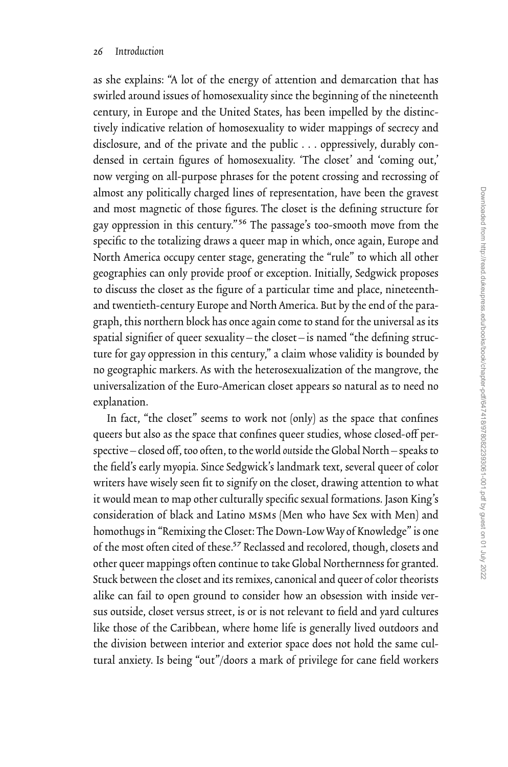as she explains: "A lot of the energy of attention and demarcation that has swirled around issues of homosexuality since the beginning of the nineteenth century, in Europe and the United States, has been impelled by the distinctively indicative relation of homosexuality to wider mappings of secrecy and disclosure, and of the private and the public . . . oppressively, durably condensed in certain figures of homosexuality. 'The closet' and 'coming out,' now verging on all-purpose phrases for the potent crossing and recrossing of almost any politically charged lines of representation, have been the gravest and most magnetic of those figures. The closet is the defining structure for gay oppression in this century."[56] The passage's too-smooth move from the specific to the totalizing draws a queer map in which, once again, Europe and North America occupy center stage, generating the "rule" to which all other geographies can only provide proof or exception. Initially, Sedgwick proposes to discuss the closet as the figure of a particular time and place, nineteenth- and twentieth-century Europe and North America. But by the end of the paragraph, this northern block has once again come to stand for the universal as its spatial signifier of queer sexuality—the closet—is named "the defining structure for gay oppression in this century," a claim whose validity is bounded by no geographic markers. As with the heterosexualization of the mangrove, the universalization of the Euro-American closet appears so natural as to need no explanation.

In fact, "the closet" seems to work not (only) as the space that confines queers but also as the space that confines queer studies, whose closed-off perspective—closed off, too often, to the world *out*side the Global North—speaks to the field's early myopia. Since Sedgwick's landmark text, several queer of color writers have wisely seen fit to signify on the closet, drawing attention to what it would mean to map other culturally specific sexual formations. Jason King's consideration of black and Latino MSMs (Men who have Sex with Men) and homothugs in "Remixing the Closet: The Down-Low Way of Knowledge" is one of the most often cited of these.[57] Reclassed and recolored, though, closets and other queer mappings often continue to take Global Northernness for granted. Stuck between the closet and its remixes, canonical and queer of color theorists alike can fail to open ground to consider how an obsession with inside versus outside, closet versus street, is or is not relevant to field and yard cultures like those of the Caribbean, where home life is generally lived outdoors and the division between interior and exterior space does not hold the same cultural anxiety. Is being "out"/doors a mark of privilege for cane field workers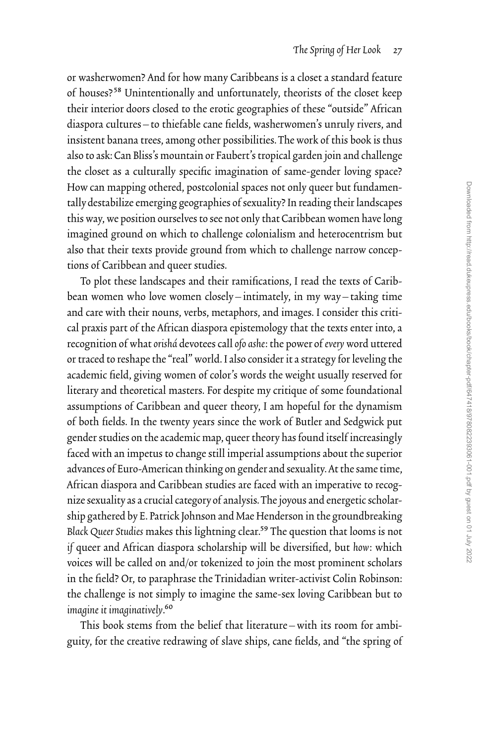or washerwomen? And for how many Caribbeans is a closet a standard feature of houses?[58] Unintentionally and unfortunately, theorists of the closet keep their interior doors closed to the erotic geographies of these "outside" African diaspora cultures—to thiefable cane fields, washerwomen's unruly rivers, and insistent banana trees, among other possibilities. The work of this book is thus also to ask: Can Bliss's mountain or Faubert's tropical garden join and challenge the closet as a culturally specific imagination of same-gender loving space? How can mapping othered, postcolonial spaces not only queer but fundamentally destabilize emerging geographies of sexuality? In reading their landscapes this way, we position ourselves to see not only that Caribbean women have long imagined ground on which to challenge colonialism and heterocentrism but also that their texts provide ground from which to challenge narrow conceptions of Caribbean and queer studies.

To plot these landscapes and their ramifications, I read the texts of Caribbean women who love women closely—intimately, in my way—taking time and care with their nouns, verbs, metaphors, and images. I consider this critical praxis part of the African diaspora epistemology that the texts enter into, a recognition of what *orishá* devotees call *ofo ashe*: the power of *every* word uttered or traced to reshape the "real" world. I also consider it a strategy for leveling the academic field, giving women of color's words the weight usually reserved for literary and theoretical masters. For despite my critique of some foundational assumptions of Caribbean and queer theory, I am hopeful for the dynamism of both fields. In the twenty years since the work of Butler and Sedgwick put gender studies on the academic map, queer theory has found itself increasingly faced with an impetus to change still imperial assumptions about the superior advances of Euro-American thinking on gender and sexuality. At the same time, African diaspora and Caribbean studies are faced with an imperative to recognize sexuality as a crucial category of analysis. The joyous and energetic scholarship gathered by E. Patrick Johnson and Mae Henderson in the groundbreaking *Black Queer Studies* makes this lightning clear.[59] The question that looms is not *if* queer and African diaspora scholarship will be diversified, but *how*: which voices will be called on and/or tokenized to join the most prominent scholars in the field? Or, to paraphrase the Trinidadian writer-activist Colin Robinson: the challenge is not simply to imagine the same-sex loving Caribbean but to *imagine it imaginatively*.[60]

This book stems from the belief that literature—with its room for ambiguity, for the creative redrawing of slave ships, cane fields, and "the spring of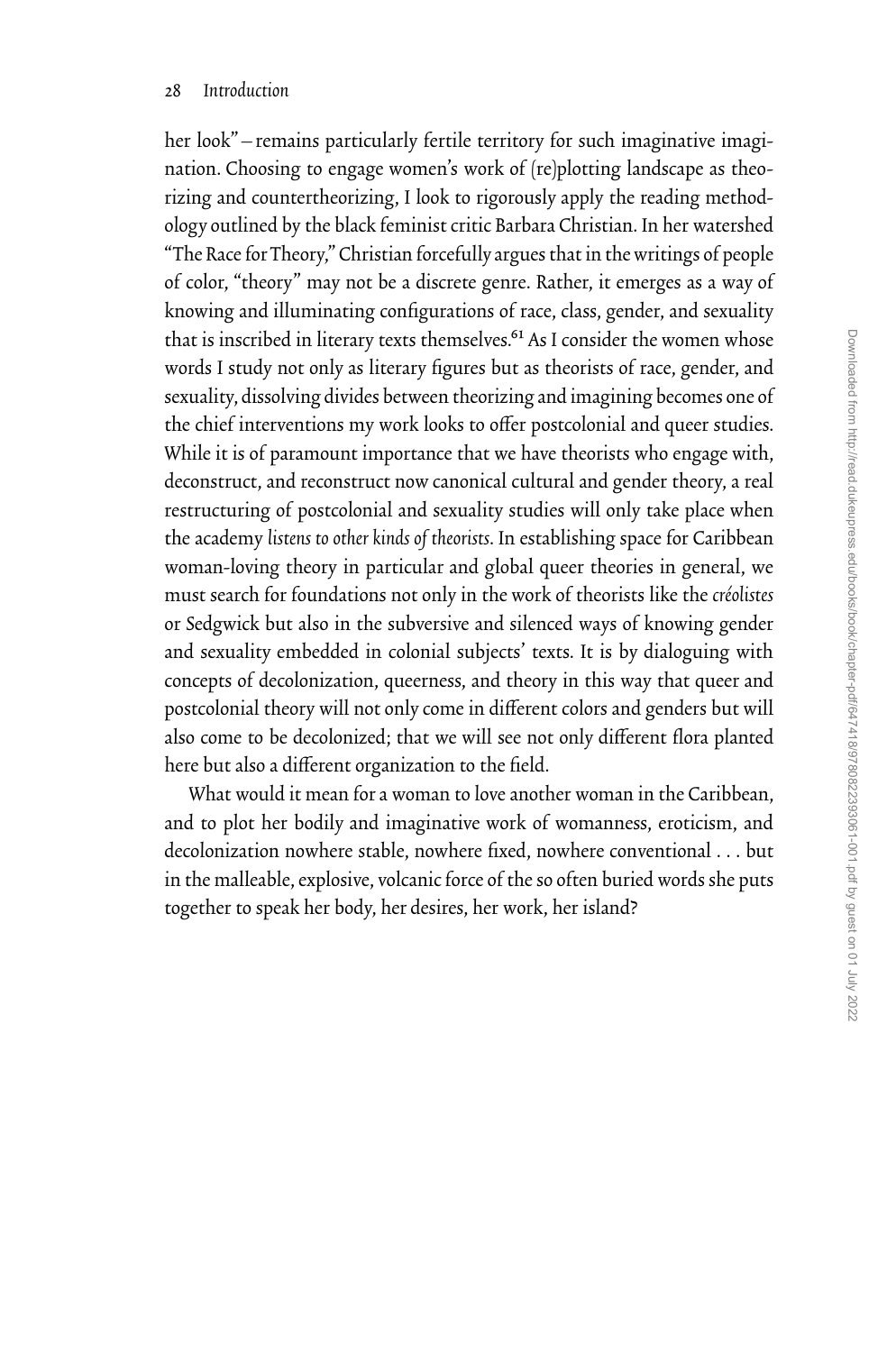her look"—remains particularly fertile territory for such imaginative imagination. Choosing to engage women's work of (re)plotting landscape as theorizing and countertheorizing, I look to rigorously apply the reading methodology outlined by the black feminist critic Barbara Christian. In her watershed "The Race for Theory," Christian forcefully argues that in the writings of people of color, "theory" may not be a discrete genre. Rather, it emerges as a way of knowing and illuminating configurations of race, class, gender, and sexuality that is inscribed in literary texts themselves.[61] As I consider the women whose words I study not only as literary figures but as theorists of race, gender, and sexuality, dissolving divides between theorizing and imagining becomes one of the chief interventions my work looks to offer postcolonial and queer studies. While it is of paramount importance that we have theorists who engage with, deconstruct, and reconstruct now canonical cultural and gender theory, a real restructuring of postcolonial and sexuality studies will only take place when the academy *listens to other kinds of theorists*. In establishing space for Caribbean woman-loving theory in particular and global queer theories in general, we must search for foundations not only in the work of theorists like the *créolistes* or Sedgwick but also in the subversive and silenced ways of knowing gender and sexuality embedded in colonial subjects' texts. It is by dialoguing with concepts of decolonization, queerness, and theory in this way that queer and postcolonial theory will not only come in different colors and genders but will also come to be decolonized; that we will see not only different flora planted here but also a different organization to the field.

What would it mean for a woman to love another woman in the Caribbean, and to plot her bodily and imaginative work of womanness, eroticism, and decolonization nowhere stable, nowhere fixed, nowhere conventional . . . but in the malleable, explosive, volcanic force of the so often buried words she puts together to speak her body, her desires, her work, her island?